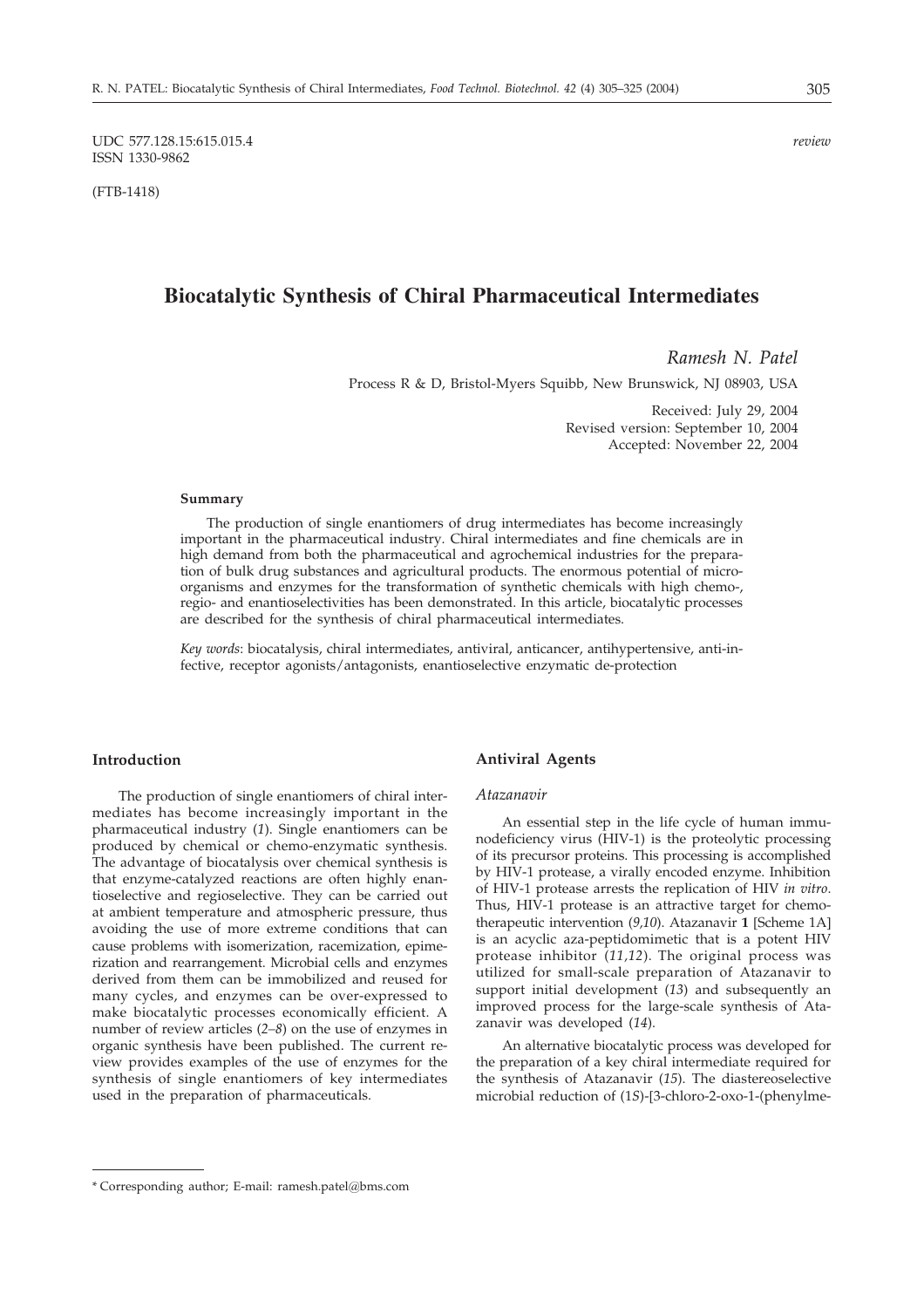UDC 577.128.15:615.015.4 *review*
ISSN 1330-9862

(FTB-1418)

# Biocatalytic Synthesis of Chiral Pharmaceutical Intermediates

*Ramesh N. Patel*

Process R & D, Bristol-Myers Squibb, New Brunswick, NJ 08903, USA

Received: July 29, 2004
Revised version: September 10, 2004
Accepted: November 22, 2004

**Summary**

The production of single enantiomers of drug intermediates has become increasingly important in the pharmaceutical industry. Chiral intermediates and fine chemicals are in high demand from both the pharmaceutical and agrochemical industries for the preparation of bulk drug substances and agricultural products. The enormous potential of microorganisms and enzymes for the transformation of synthetic chemicals with high chemo-, regio- and enantioselectivities has been demonstrated. In this article, biocatalytic processes are described for the synthesis of chiral pharmaceutical intermediates.

*Key words*: biocatalysis, chiral intermediates, antiviral, anticancer, antihypertensive, anti-infective, receptor agonists/antagonists, enantioselective enzymatic de-protection

## Introduction

The production of single enantiomers of chiral intermediates has become increasingly important in the pharmaceutical industry (*1*). Single enantiomers can be produced by chemical or chemo-enzymatic synthesis. The advantage of biocatalysis over chemical synthesis is that enzyme-catalyzed reactions are often highly enantioselective and regioselective. They can be carried out at ambient temperature and atmospheric pressure, thus avoiding the use of more extreme conditions that can cause problems with isomerization, racemization, epimerization and rearrangement. Microbial cells and enzymes derived from them can be immobilized and reused for many cycles, and enzymes can be over-expressed to make biocatalytic processes economically efficient. A number of review articles (*2–8*) on the use of enzymes in organic synthesis have been published. The current review provides examples of the use of enzymes for the synthesis of single enantiomers of key intermediates used in the preparation of pharmaceuticals.

## Antiviral Agents

### *Atazanavir*

An essential step in the life cycle of human immunodeficiency virus (HIV-1) is the proteolytic processing of its precursor proteins. This processing is accomplished by HIV-1 protease, a virally encoded enzyme. Inhibition of HIV-1 protease arrests the replication of HIV *in vitro*. Thus, HIV-1 protease is an attractive target for chemotherapeutic intervention (*9,10*). Atazanavir **1** [Scheme 1A] is an acyclic aza-peptidomimetic that is a potent HIV protease inhibitor (*11,12*). The original process was utilized for small-scale preparation of Atazanavir to support initial development (*13*) and subsequently an improved process for the large-scale synthesis of Atazanavir was developed (*14*).

An alternative biocatalytic process was developed for the preparation of a key chiral intermediate required for the synthesis of Atazanavir (*15*). The diastereoselective microbial reduction of (1*S*)-[3-chloro-2-oxo-1-(phenylme-

\* Corresponding author; E-mail: ramesh.patel@bms.com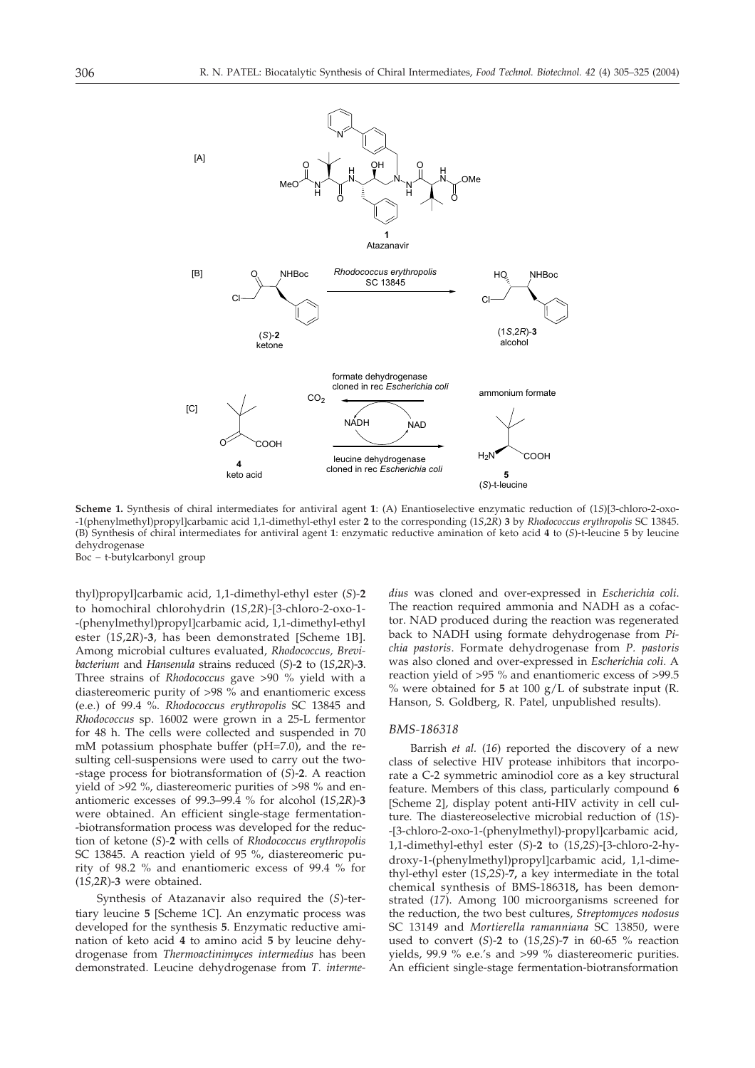**Scheme 1.** Synthesis of chiral intermediates for antiviral agent **1**: (A) Enantioselective enzymatic reduction of (1*S*)[3-chloro-2-oxo-1(phenylmethyl)propyl]carbamic acid 1,1-dimethyl-ethyl ester **2** to the corresponding (1*S*,2*R*) **3** by *Rhodococcus erythropolis* SC 13845. (B) Synthesis of chiral intermediates for antiviral agent **1**: enzymatic reductive amination of keto acid **4** to (*S*)-t-leucine **5** by leucine dehydrogenase

Boc – t-butylcarbonyl group

thyl)propyl]carbamic acid, 1,1-dimethyl-ethyl ester (*S*)-**2** to homochiral chlorohydrin (1*S*,2*R*)-[3-chloro-2-oxo-1-(phenylmethyl)propyl]carbamic acid, 1,1-dimethyl-ethyl ester (1*S*,2*R*)-**3**, has been demonstrated [Scheme 1B]. Among microbial cultures evaluated, *Rhodococcus*, *Brevibacterium* and *Hansenula* strains reduced (*S*)-**2** to (1*S*,2*R*)-**3**. Three strains of *Rhodococcus* gave >90 % yield with a diastereomeric purity of >98 % and enantiomeric excess (e.e.) of 99.4 %. *Rhodococcus erythropolis* SC 13845 and *Rhodococcus* sp. 16002 were grown in a 25-L fermentor for 48 h. The cells were collected and suspended in 70 mM potassium phosphate buffer (pH=7.0), and the resulting cell-suspensions were used to carry out the two-stage process for biotransformation of (*S*)-**2**. A reaction yield of >92 %, diastereomeric purities of >98 % and enantiomeric excesses of 99.3–99.4 % for alcohol (1*S*,2*R*)-**3** were obtained. An efficient single-stage fermentation-biotransformation process was developed for the reduction of ketone (*S*)-**2** with cells of *Rhodococcus erythropolis* SC 13845. A reaction yield of 95 %, diastereomeric purity of 98.2 % and enantiomeric excess of 99.4 % for (1*S*,2*R*)-**3** were obtained.

Synthesis of Atazanavir also required the (*S*)-tertiary leucine **5** [Scheme 1C]. An enzymatic process was developed for the synthesis **5**. Enzymatic reductive amination of keto acid **4** to amino acid **5** by leucine dehydrogenase from *Thermoactinimyces intermedius* has been demonstrated. Leucine dehydrogenase from *T. intermedius* was cloned and over-expressed in *Escherichia coli*. The reaction required ammonia and NADH as a cofactor. NAD produced during the reaction was regenerated back to NADH using formate dehydrogenase from *Pichia pastoris*. Formate dehydrogenase from *P. pastoris* was also cloned and over-expressed in *Escherichia coli*. A reaction yield of >95 % and enantiomeric excess of >99.5 % were obtained for **5** at 100 g/L of substrate input (R. Hanson, S. Goldberg, R. Patel, unpublished results).

### *BMS-186318*

Barrish *et al.* (*16*) reported the discovery of a new class of selective HIV protease inhibitors that incorporate a C-2 symmetric aminodiol core as a key structural feature. Members of this class, particularly compound **6** [Scheme 2], display potent anti-HIV activity in cell culture. The diastereoselective microbial reduction of (1*S*)-[3-chloro-2-oxo-1-(phenylmethyl)-propyl]carbamic acid, 1,1-dimethyl-ethyl ester (*S*)-**2** to (1*S*,2*S*)-[3-chloro-2-hydroxy-1-(phenylmethyl)propyl]carbamic acid, 1,1-dimethyl-ethyl ester (1*S*,2*S*)-**7**, a key intermediate in the total chemical synthesis of BMS-186318**,** has been demonstrated (*17*). Among 100 microorganisms screened for the reduction, the two best cultures, *Streptomyces nodosus* SC 13149 and *Mortierella ramanniana* SC 13850, were used to convert (*S*)-**2** to (1*S*,2*S*)-**7** in 60-65 % reaction yields, 99.9 % e.e.'s and >99 % diastereomeric purities. An efficient single-stage fermentation-biotransformation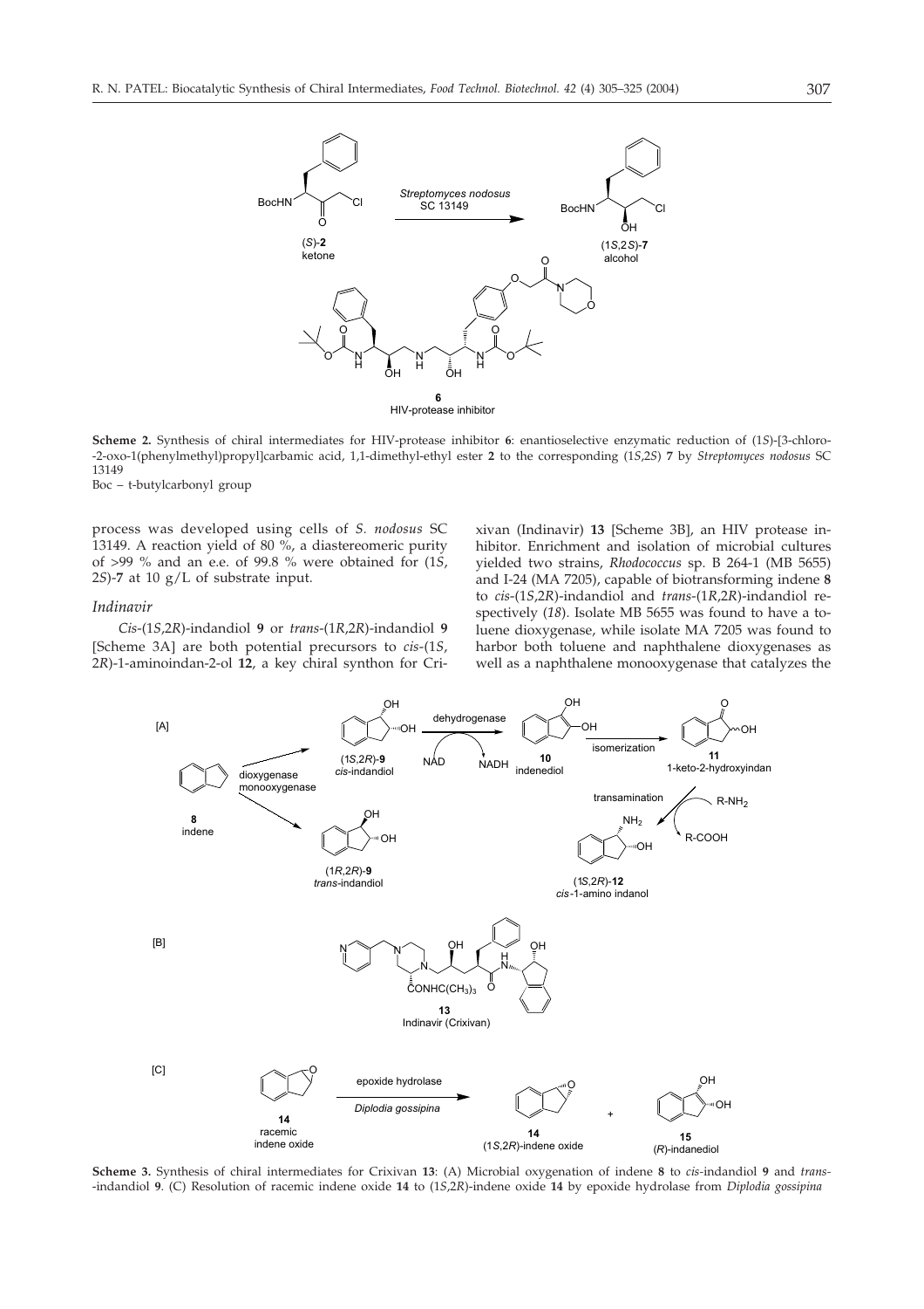**Scheme 2.** Synthesis of chiral intermediates for HIV-protease inhibitor **6**: enantioselective enzymatic reduction of (1*S*)-[3-chloro-2-oxo-1(phenylmethyl)propyl]carbamic acid, 1,1-dimethyl-ethyl ester **2** to the corresponding (1*S*,2*S*) **7** by *Streptomyces nodosus* SC 13149

Boc – t-butylcarbonyl group

process was developed using cells of *S. nodosus* SC 13149. A reaction yield of 80 %, a diastereomeric purity of >99 % and an e.e. of 99.8 % were obtained for (1*S*, 2*S*)-**7** at 10 g/L of substrate input.

### *Indinavir*

*Cis*-(1*S*,2*R*)-indandiol **9** or *trans*-(1*R*,2*R*)-indandiol **9** [Scheme 3A] are both potential precursors to *cis*-(1*S*, 2*R*)-1-aminoindan-2-ol **12**, a key chiral synthon for Crixivan (Indinavir) **13** [Scheme 3B], an HIV protease inhibitor. Enrichment and isolation of microbial cultures yielded two strains, *Rhodococcus* sp. B 264-1 (MB 5655) and I-24 (MA 7205), capable of biotransforming indene **8** to *cis*-(1*S*,2*R*)-indandiol and *trans*-(1*R*,2*R*)-indandiol respectively (*18*). Isolate MB 5655 was found to have a toluene dioxygenase, while isolate MA 7205 was found to harbor both toluene and naphthalene dioxygenases as well as a naphthalene monooxygenase that catalyzes the

**Scheme 3.** Synthesis of chiral intermediates for Crixivan **13**: (A) Microbial oxygenation of indene **8** to *cis*-indandiol **9** and *trans*-indandiol **9**. (C) Resolution of racemic indene oxide **14** to (1*S*,2*R*)-indene oxide **14** by epoxide hydrolase from *Diplodia gossipina*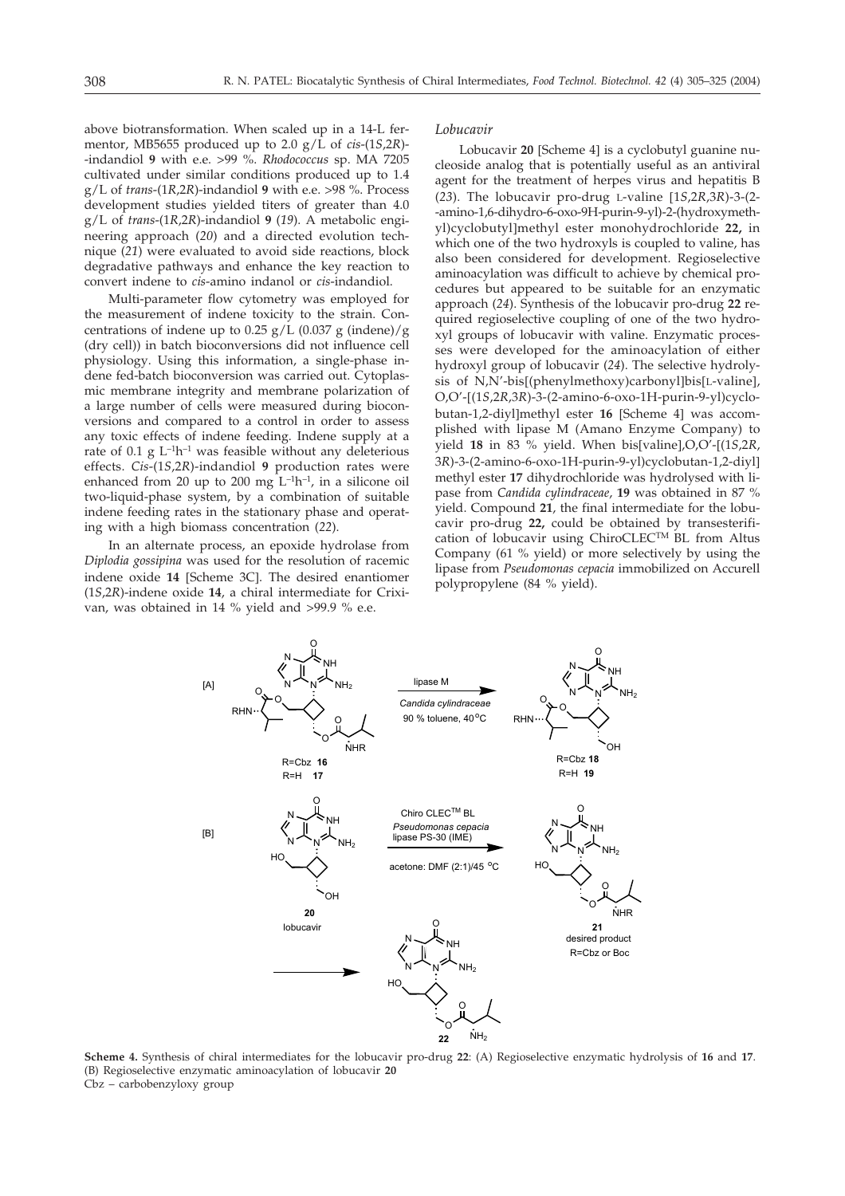above biotransformation. When scaled up in a 14-L fermentor, MB5655 produced up to 2.0 g/L of *cis*-(1*S*,2*R*)-indandiol **9** with e.e. >99 %. *Rhodococcus* sp. MA 7205 cultivated under similar conditions produced up to 1.4 g/L of *trans*-(1*R*,2*R*)-indandiol **9** with e.e. >98 %. Process development studies yielded titers of greater than 4.0 g/L of *trans*-(1*R*,2*R*)-indandiol **9** (*19*). A metabolic engineering approach (*20*) and a directed evolution technique (*21*) were evaluated to avoid side reactions, block degradative pathways and enhance the key reaction to convert indene to *cis*-amino indanol or *cis*-indandiol.

Multi-parameter flow cytometry was employed for the measurement of indene toxicity to the strain. Concentrations of indene up to 0.25 g/L (0.037 g (indene)/g (dry cell)) in batch bioconversions did not influence cell physiology. Using this information, a single-phase indene fed-batch bioconversion was carried out. Cytoplasmic membrane integrity and membrane polarization of a large number of cells were measured during bioconversions and compared to a control in order to assess any toxic effects of indene feeding. Indene supply at a rate of 0.1 g $L^{-1}h^{-1}$ was feasible without any deleterious effects. *Cis*-(1*S*,2*R*)-indandiol **9** production rates were enhanced from 20 up to 200 mg $L^{-1}h^{-1}$, in a silicone oil two-liquid-phase system, by a combination of suitable indene feeding rates in the stationary phase and operating with a high biomass concentration (*22*).

In an alternate process, an epoxide hydrolase from *Diplodia gossipina* was used for the resolution of racemic indene oxide **14** [Scheme 3C]. The desired enantiomer (1*S*,2*R*)-indene oxide **14**, a chiral intermediate for Crixivan, was obtained in 14 % yield and >99.9 % e.e.

### *Lobucavir*

Lobucavir **20** [Scheme 4] is a cyclobutyl guanine nucleoside analog that is potentially useful as an antiviral agent for the treatment of herpes virus and hepatitis B (*23*). The lobucavir pro-drug L-valine [1*S*,2*R*,3*R*)-3-(2-amino-1,6-dihydro-6-oxo-9H-purin-9-yl)-2-(hydroxymethyl)cyclobutyl]methyl ester monohydrochloride **22,** in which one of the two hydroxyls is coupled to valine, has also been considered for development. Regioselective aminoacylation was difficult to achieve by chemical procedures but appeared to be suitable for an enzymatic approach (*24*). Synthesis of the lobucavir pro-drug **22** required regioselective coupling of one of the two hydroxyl groups of lobucavir with valine. Enzymatic processes were developed for the aminoacylation of either hydroxyl group of lobucavir (*24*). The selective hydrolysis of N,N'-bis[(phenylmethoxy)carbonyl]bis[L-valine], O,O'-[(1*S*,2*R*,3*R*)-3-(2-amino-6-oxo-1H-purin-9-yl)cyclobutan-1,2-diyl]methyl ester **16** [Scheme 4] was accomplished with lipase M (Amano Enzyme Company) to yield **18** in 83 % yield. When bis[valine],O,O'-[(1*S*,2*R*,3*R*)-3-(2-amino-6-oxo-1H-purin-9-yl)cyclobutan-1,2-diyl] methyl ester **17** dihydrochloride was hydrolysed with lipase from *Candida cylindraceae*, **19** was obtained in 87 % yield. Compound **21**, the final intermediate for the lobucavir pro-drug **22,** could be obtained by transesterification of lobucavir using ChiroCLEC$^{TM}$ BL from Altus Company (61 % yield) or more selectively by using the lipase from *Pseudomonas cepacia* immobilized on Accurell polypropylene (84 % yield).

[A] R=Cbz **16**, R=H **17** → lipase M, *Candida cylindraceae*, 90 % toluene, 40 °C → R=Cbz **18**, R=H **19**

[B] **20** lobucavir → Chiro CLEC$^{TM}$ BL, *Pseudomonas cepacia* lipase PS-30 (IME), acetone: DMF (2:1)/45 °C → **21** desired product, R=Cbz or Boc → **22**

**Scheme 4.** Synthesis of chiral intermediates for the lobucavir pro-drug **22**: (A) Regioselective enzymatic hydrolysis of **16** and **17**. (B) Regioselective enzymatic aminoacylation of lobucavir **20**
Cbz – carbobenzyloxy group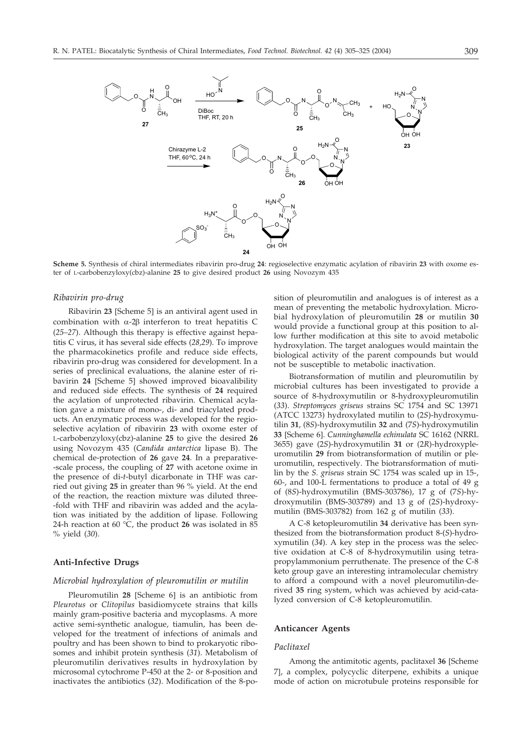**Scheme 5.** Synthesis of chiral intermediates ribavirin pro-drug **24**: regioselective enzymatic acylation of ribavirin **23** with oxome ester of L-carbobenzyloxy(cbz)-alanine **25** to give desired product **26** using Novozym 435

### *Ribavirin pro-drug*

Ribavirin **23** [Scheme 5] is an antiviral agent used in combination with α-2β interferon to treat hepatitis C (*25–27*). Although this therapy is effective against hepatitis C virus, it has several side effects (*28,29*). To improve the pharmacokinetics profile and reduce side effects, ribavirin pro-drug was considered for development. In a series of preclinical evaluations, the alanine ester of ribavirin **24** [Scheme 5] showed improved bioavalibility and reduced side effects. The synthesis of **24** required the acylation of unprotected ribavirin. Chemical acylation gave a mixture of mono-, di- and triacylated products. An enzymatic process was developed for the regioselective acylation of ribavirin **23** with oxome ester of L-carbobenzyloxy(cbz)-alanine **25** to give the desired **26** using Novozym 435 (*Candida antarctica* lipase B). The chemical de-protection of **26** gave **24**. In a preparative-scale process, the coupling of **27** with acetone oxime in the presence of di-*t*-butyl dicarbonate in THF was carried out giving **25** in greater than 96 % yield. At the end of the reaction, the reaction mixture was diluted three-fold with THF and ribavirin was added and the acylation was initiated by the addition of lipase. Following 24-h reaction at 60 °C, the product **26** was isolated in 85 % yield (*30*).

## Anti-Infective Drugs

### *Microbial hydroxylation of pleuromutilin or mutilin*

Pleuromutilin **28** [Scheme 6] is an antibiotic from *Pleurotus* or *Clitopilus* basidiomycete strains that kills mainly gram-positive bacteria and mycoplasms. A more active semi-synthetic analogue, tiamulin, has been developed for the treatment of infections of animals and poultry and has been shown to bind to prokaryotic ribosomes and inhibit protein synthesis (*31*). Metabolism of pleuromutilin derivatives results in hydroxylation by microsomal cytochrome P-450 at the 2- or 8-position and inactivates the antibiotics (*32*). Modification of the 8-position of pleuromutilin and analogues is of interest as a mean of preventing the metabolic hydroxylation. Microbial hydroxylation of pleuromutilin **28** or mutilin **30** would provide a functional group at this position to allow further modification at this site to avoid metabolic hydroxylation. The target analogues would maintain the biological activity of the parent compounds but would not be susceptible to metabolic inactivation.

Biotransformation of mutilin and pleuromutilin by microbial cultures has been investigated to provide a source of 8-hydroxymutilin or 8-hydroxypleuromutilin (*33*). *Streptomyces griseus* strains SC 1754 and SC 13971 (ATCC 13273) hydroxylated mutilin to (2*S*)-hydroxymutilin **31**, (8*S*)-hydroxymutilin **32** and (7*S*)-hydroxymutilin **33** [Scheme 6]. *Cunninghamella echinulata* SC 16162 (NRRL 3655) gave (2*S*)-hydroxymutilin **31** or (2*R*)-hydroxypleuromutilin **29** from biotransformation of mutilin or pleuromutilin, respectively. The biotransformation of mutilin by the *S. griseus* strain SC 1754 was scaled up in 15-, 60-, and 100-L fermentations to produce a total of 49 g of (8*S*)-hydroxymutilin (BMS-303786), 17 g of (7*S*)-hydroxymutilin (BMS-303789) and 13 g of (2*S*)-hydroxymutilin (BMS-303782) from 162 g of mutilin (*33*).

A C-8 ketopleuromutilin **34** derivative has been synthesized from the biotransformation product 8-(*S*)-hydroxymutilin (*34*). A key step in the process was the selective oxidation at C-8 of 8-hydroxymutilin using tetrapropylammonium perruthenate. The presence of the C-8 keto group gave an interesting intramolecular chemistry to afford a compound with a novel pleuromutilin-derived **35** ring system, which was achieved by acid-catalyzed conversion of C-8 ketopleuromutilin.

## Anticancer Agents

### *Paclitaxel*

Among the antimitotic agents, paclitaxel **36** [Scheme 7], a complex, polycyclic diterpene, exhibits a unique mode of action on microtubule proteins responsible for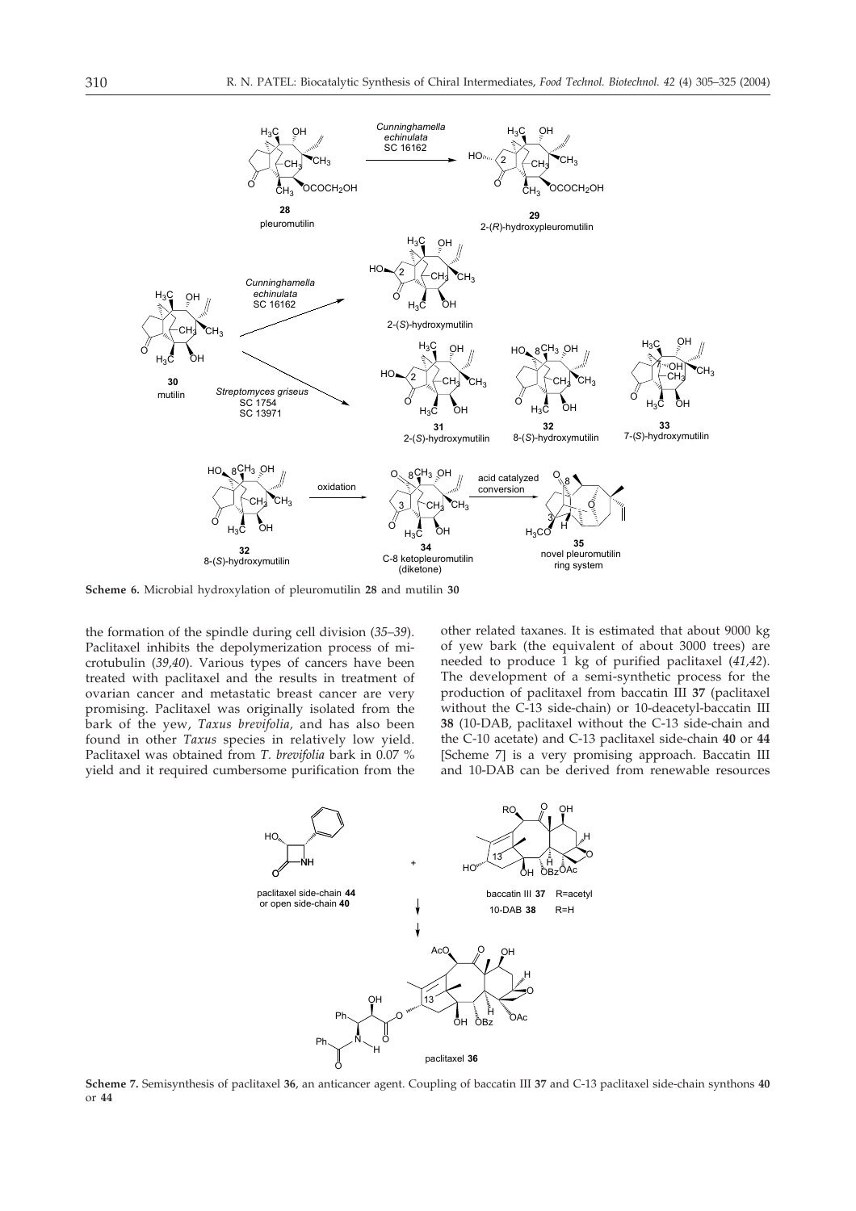**Scheme 6.** Microbial hydroxylation of pleuromutilin **28** and mutilin **30**

the formation of the spindle during cell division (*35–39*). Paclitaxel inhibits the depolymerization process of microtubulin (*39,40*). Various types of cancers have been treated with paclitaxel and the results in treatment of ovarian cancer and metastatic breast cancer are very promising. Paclitaxel was originally isolated from the bark of the yew, *Taxus brevifolia,* and has also been found in other *Taxus* species in relatively low yield. Paclitaxel was obtained from *T. brevifolia* bark in 0.07 % yield and it required cumbersome purification from the other related taxanes. It is estimated that about 9000 kg of yew bark (the equivalent of about 3000 trees) are needed to produce 1 kg of purified paclitaxel (*41,42*). The development of a semi-synthetic process for the production of paclitaxel from baccatin III **37** (paclitaxel without the C-13 side-chain) or 10-deacetyl-baccatin III **38** (10-DAB, paclitaxel without the C-13 side-chain and the C-10 acetate) and C-13 paclitaxel side-chain **40** or **44** [Scheme 7] is a very promising approach. Baccatin III and 10-DAB can be derived from renewable resources

**Scheme 7.** Semisynthesis of paclitaxel **36**, an anticancer agent. Coupling of baccatin III **37** and C-13 paclitaxel side-chain synthons **40** or **44**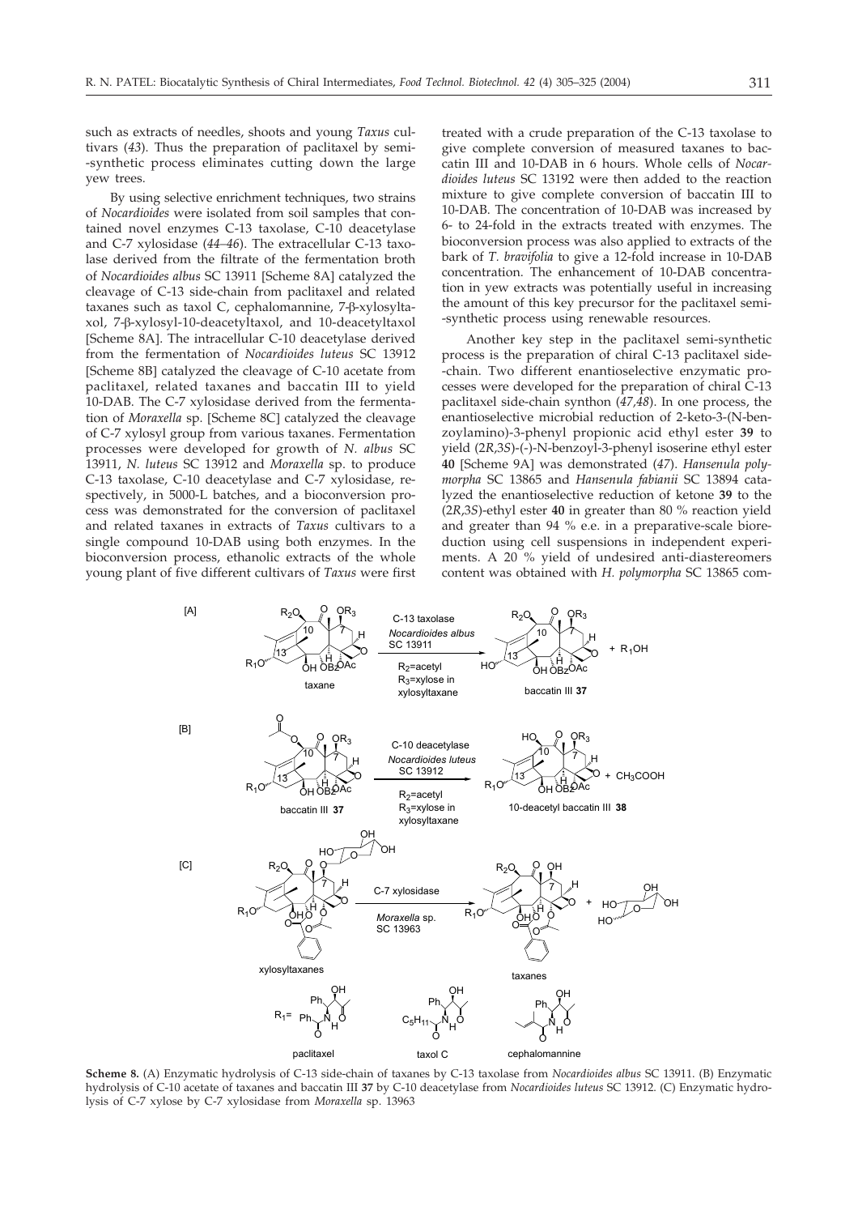such as extracts of needles, shoots and young *Taxus* cultivars (*43*). Thus the preparation of paclitaxel by semi-synthetic process eliminates cutting down the large yew trees.

By using selective enrichment techniques, two strains of *Nocardioides* were isolated from soil samples that contained novel enzymes C-13 taxolase, C-10 deacetylase and C-7 xylosidase (*44–46*). The extracellular C-13 taxolase derived from the filtrate of the fermentation broth of *Nocardioides albus* SC 13911 [Scheme 8A] catalyzed the cleavage of C-13 side-chain from paclitaxel and related taxanes such as taxol C, cephalomannine, 7-β-xylosyltaxol, 7-β-xylosyl-10-deacetyltaxol, and 10-deacetyltaxol [Scheme 8A]. The intracellular C-10 deacetylase derived from the fermentation of *Nocardioides luteus* SC 13912 [Scheme 8B] catalyzed the cleavage of C-10 acetate from paclitaxel, related taxanes and baccatin III to yield 10-DAB. The C-7 xylosidase derived from the fermentation of *Moraxella* sp. [Scheme 8C] catalyzed the cleavage of C-7 xylosyl group from various taxanes. Fermentation processes were developed for growth of *N. albus* SC 13911, *N. luteus* SC 13912 and *Moraxella* sp. to produce C-13 taxolase, C-10 deacetylase and C-7 xylosidase, respectively, in 5000-L batches, and a bioconversion process was demonstrated for the conversion of paclitaxel and related taxanes in extracts of *Taxus* cultivars to a single compound 10-DAB using both enzymes. In the bioconversion process, ethanolic extracts of the whole young plant of five different cultivars of *Taxus* were first treated with a crude preparation of the C-13 taxolase to give complete conversion of measured taxanes to baccatin III and 10-DAB in 6 hours. Whole cells of *Nocardioides luteus* SC 13192 were then added to the reaction mixture to give complete conversion of baccatin III to 10-DAB. The concentration of 10-DAB was increased by 6- to 24-fold in the extracts treated with enzymes. The bioconversion process was also applied to extracts of the bark of *T. bravifolia* to give a 12-fold increase in 10-DAB concentration. The enhancement of 10-DAB concentration in yew extracts was potentially useful in increasing the amount of this key precursor for the paclitaxel semi-synthetic process using renewable resources.

Another key step in the paclitaxel semi-synthetic process is the preparation of chiral C-13 paclitaxel side-chain. Two different enantioselective enzymatic processes were developed for the preparation of chiral C-13 paclitaxel side-chain synthon (*47,48*). In one process, the enantioselective microbial reduction of 2-keto-3-(N-benzoylamino)-3-phenyl propionic acid ethyl ester **39** to yield (2*R*,3*S*)-(-)-N-benzoyl-3-phenyl isoserine ethyl ester **40** [Scheme 9A] was demonstrated (*47*). *Hansenula polymorpha* SC 13865 and *Hansenula fabianii* SC 13894 catalyzed the enantioselective reduction of ketone **39** to the (2*R*,3*S*)-ethyl ester **40** in greater than 80 % reaction yield and greater than 94 % e.e. in a preparative-scale bioreduction using cell suspensions in independent experiments. A 20 % yield of undesired anti-diastereomers content was obtained with *H. polymorpha* SC 13865 com-

**Scheme 8.** (A) Enzymatic hydrolysis of C-13 side-chain of taxanes by C-13 taxolase from *Nocardioides albus* SC 13911. (B) Enzymatic hydrolysis of C-10 acetate of taxanes and baccatin III **37** by C-10 deacetylase from *Nocardioides luteus* SC 13912. (C) Enzymatic hydrolysis of C-7 xylose by C-7 xylosidase from *Moraxella* sp. 13963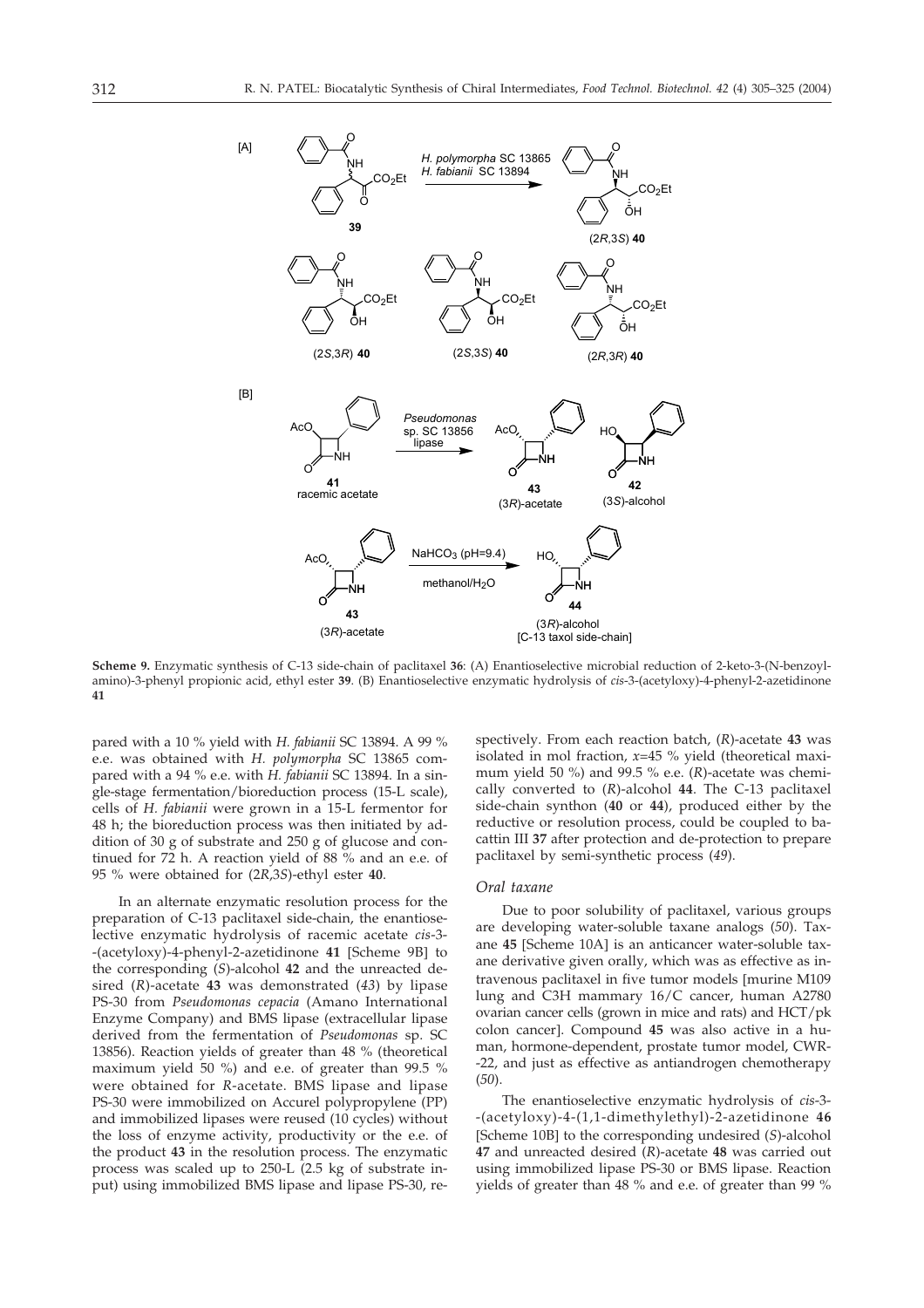**Scheme 9.** Enzymatic synthesis of C-13 side-chain of paclitaxel **36**: (A) Enantioselective microbial reduction of 2-keto-3-(N-benzoylamino)-3-phenyl propionic acid, ethyl ester **39**. (B) Enantioselective enzymatic hydrolysis of *cis*-3-(acetyloxy)-4-phenyl-2-azetidinone **41**

pared with a 10 % yield with *H. fabianii* SC 13894. A 99 % e.e. was obtained with *H. polymorpha* SC 13865 compared with a 94 % e.e. with *H. fabianii* SC 13894. In a single-stage fermentation/bioreduction process (15-L scale), cells of *H. fabianii* were grown in a 15-L fermentor for 48 h; the bioreduction process was then initiated by addition of 30 g of substrate and 250 g of glucose and continued for 72 h. A reaction yield of 88 % and an e.e. of 95 % were obtained for (2*R*,3*S*)-ethyl ester **40**.

In an alternate enzymatic resolution process for the preparation of C-13 paclitaxel side-chain, the enantioselective enzymatic hydrolysis of racemic acetate *cis*-3-(acetyloxy)-4-phenyl-2-azetidinone **41** [Scheme 9B] to the corresponding (*S*)-alcohol **42** and the unreacted desired (*R*)-acetate **43** was demonstrated (*43*) by lipase PS-30 from *Pseudomonas cepacia* (Amano International Enzyme Company) and BMS lipase (extracellular lipase derived from the fermentation of *Pseudomonas* sp. SC 13856). Reaction yields of greater than 48 % (theoretical maximum yield 50 %) and e.e. of greater than 99.5 % were obtained for *R*-acetate. BMS lipase and lipase PS-30 were immobilized on Accurel polypropylene (PP) and immobilized lipases were reused (10 cycles) without the loss of enzyme activity, productivity or the e.e. of the product **43** in the resolution process. The enzymatic process was scaled up to 250-L (2.5 kg of substrate input) using immobilized BMS lipase and lipase PS-30, respectively. From each reaction batch, (*R*)-acetate **43** was isolated in mol fraction, *x*=45 % yield (theoretical maximum yield 50 %) and 99.5 % e.e. (*R*)-acetate was chemically converted to (*R*)-alcohol **44**. The C-13 paclitaxel side-chain synthon (**40** or **44**), produced either by the reductive or resolution process, could be coupled to bacattin III **37** after protection and de-protection to prepare paclitaxel by semi-synthetic process (*49*).

### Oral taxane

Due to poor solubility of paclitaxel, various groups are developing water-soluble taxane analogs (*50*). Taxane **45** [Scheme 10A] is an anticancer water-soluble taxane derivative given orally, which was as effective as intravenous paclitaxel in five tumor models [murine M109 lung and C3H mammary 16/C cancer, human A2780 ovarian cancer cells (grown in mice and rats) and HCT/pk colon cancer]. Compound **45** was also active in a human, hormone-dependent, prostate tumor model, CWR-22, and just as effective as antiandrogen chemotherapy (*50*).

The enantioselective enzymatic hydrolysis of *cis*-3-(acetyloxy)-4-(1,1-dimethylethyl)-2-azetidinone **46** [Scheme 10B] to the corresponding undesired (*S*)-alcohol **47** and unreacted desired (*R*)-acetate **48** was carried out using immobilized lipase PS-30 or BMS lipase. Reaction yields of greater than 48 % and e.e. of greater than 99 %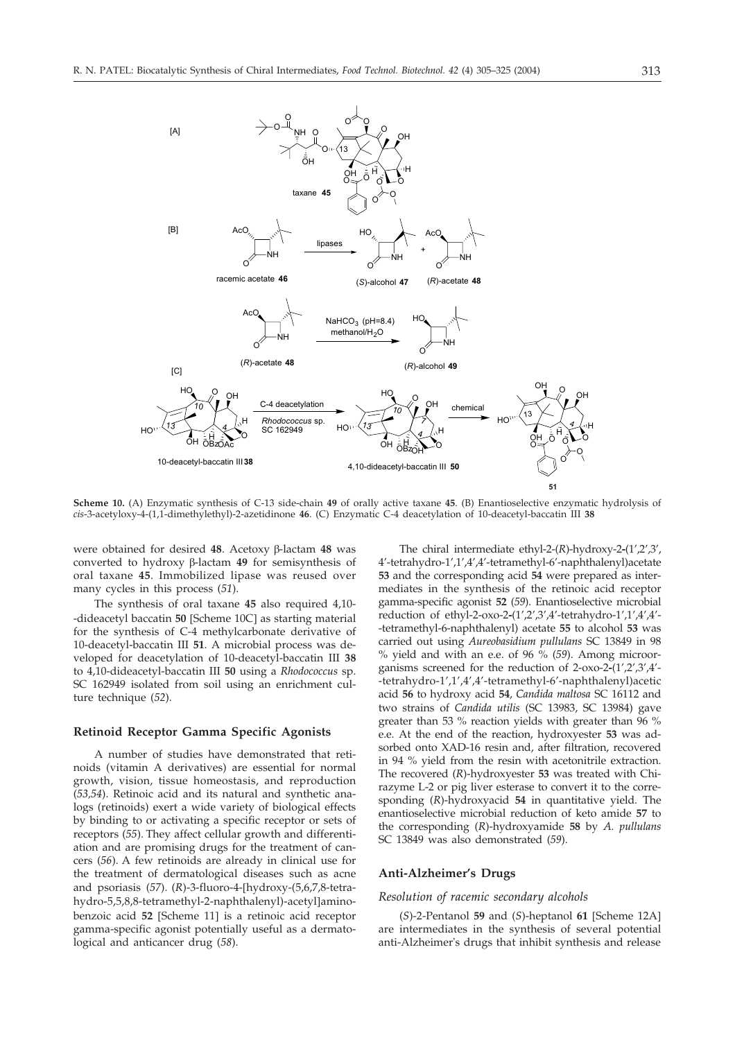**Scheme 10.** (A) Enzymatic synthesis of C-13 side-chain **49** of orally active taxane **45**. (B) Enantioselective enzymatic hydrolysis of *cis*-3-acetyloxy-4-(1,1-dimethylethyl)-2-azetidinone **46**. (C) Enzymatic C-4 deacetylation of 10-deacetyl-baccatin III **38**

were obtained for desired **48**. Acetoxy β-lactam **48** was converted to hydroxy β-lactam **49** for semisynthesis of oral taxane **45**. Immobilized lipase was reused over many cycles in this process (*51*).

The synthesis of oral taxane **45** also required 4,10-dideacetyl baccatin **50** [Scheme 10C] as starting material for the synthesis of C-4 methylcarbonate derivative of 10-deacetyl-baccatin III **51**. A microbial process was developed for deacetylation of 10-deacetyl-baccatin III **38** to 4,10-dideacetyl-baccatin III **50** using a *Rhodococcus* sp. SC 162949 isolated from soil using an enrichment culture technique (*52*).

## Retinoid Receptor Gamma Specific Agonists

A number of studies have demonstrated that retinoids (vitamin A derivatives) are essential for normal growth, vision, tissue homeostasis, and reproduction (*53,54*). Retinoic acid and its natural and synthetic analogs (retinoids) exert a wide variety of biological effects by binding to or activating a specific receptor or sets of receptors (*55*). They affect cellular growth and differentiation and are promising drugs for the treatment of cancers (*56*). A few retinoids are already in clinical use for the treatment of dermatological diseases such as acne and psoriasis (*57*). (*R*)-3-fluoro-4-[hydroxy-(5,6,7,8-tetrahydro-5,5,8,8-tetramethyl-2-naphthalenyl)-acetyl]aminobenzoic acid **52** [Scheme 11] is a retinoic acid receptor gamma-specific agonist potentially useful as a dermatological and anticancer drug (*58*).

The chiral intermediate ethyl-2-(*R*)-hydroxy-2-(1',2',3',4'-tetrahydro-1',1',4',4'-tetramethyl-6'-naphthalenyl)acetate **53** and the corresponding acid **54** were prepared as intermediates in the synthesis of the retinoic acid receptor gamma-specific agonist **52** (*59*). Enantioselective microbial reduction of ethyl-2-oxo-2-(1',2',3',4'-tetrahydro-1',1',4',4'-tetramethyl-6-naphthalenyl) acetate **55** to alcohol **53** was carried out using *Aureobasidium pullulans* SC 13849 in 98 % yield and with an e.e. of 96 % (*59*). Among microorganisms screened for the reduction of 2-oxo-2-(1',2',3',4'-tetrahydro-1',1',4',4'-tetramethyl-6'-naphthalenyl)acetic acid **56** to hydroxy acid **54**, *Candida maltosa* SC 16112 and two strains of *Candida utilis* (SC 13983, SC 13984) gave greater than 53 % reaction yields with greater than 96 % e.e. At the end of the reaction, hydroxyester **53** was adsorbed onto XAD-16 resin and, after filtration, recovered in 94 % yield from the resin with acetonitrile extraction. The recovered (*R*)-hydroxyester **53** was treated with Chirazyme L-2 or pig liver esterase to convert it to the corresponding (*R*)-hydroxyacid **54** in quantitative yield. The enantioselective microbial reduction of keto amide **57** to the corresponding (*R*)-hydroxyamide **58** by *A. pullulans* SC 13849 was also demonstrated (*59*).

## Anti-Alzheimer's Drugs

### Resolution of racemic secondary alcohols

(*S*)-2-Pentanol **59** and (*S*)-heptanol **61** [Scheme 12A] are intermediates in the synthesis of several potential anti-Alzheimer's drugs that inhibit synthesis and release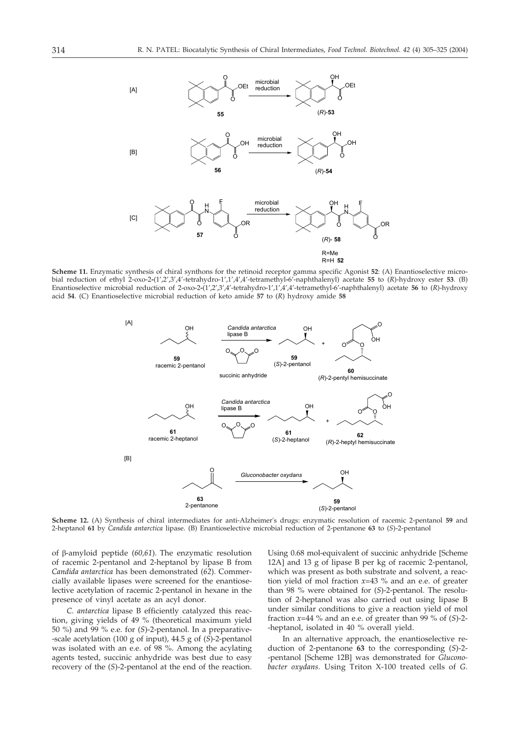**Scheme 11.** Enzymatic synthesis of chiral synthons for the retinoid receptor gamma specific Agonist **52**: (A) Enantioselective microbial reduction of ethyl 2-oxo-2-(1',2',3',4'-tetrahydro-1',1',4',4'-tetramethyl-6'-naphthalenyl) acetate **55** to (*R*)-hydroxy ester **53**. (B) Enantioselective microbial reduction of 2-oxo-2-(1',2',3',4'-tetrahydro-1',1',4',4'-tetramethyl-6'-naphthalenyl) acetate **56** to (*R*)-hydroxy acid **54**. (C) Enantioselective microbial reduction of keto amide **57** to (*R*) hydroxy amide **58**

**Scheme 12.** (A) Synthesis of chiral intermediates for anti-Alzheimer's drugs: enzymatic resolution of racemic 2-pentanol **59** and 2-heptanol **61** by *Candida antarctica* lipase. (B) Enantioselective microbial reduction of 2-pentanone **63** to (*S*)-2-pentanol

of β-amyloid peptide (*60,61*). The enzymatic resolution of racemic 2-pentanol and 2-heptanol by lipase B from *Candida antarctica* has been demonstrated (*62*). Commercially available lipases were screened for the enantioselective acetylation of racemic 2-pentanol in hexane in the presence of vinyl acetate as an acyl donor.

*C. antarctica* lipase B efficiently catalyzed this reaction, giving yields of 49 % (theoretical maximum yield 50 %) and 99 % e.e. for (*S*)-2-pentanol. In a preparative-scale acetylation (100 g of input), 44.5 g of (*S*)-2-pentanol was isolated with an e.e. of 98 %. Among the acylating agents tested, succinic anhydride was best due to easy recovery of the (*S*)-2-pentanol at the end of the reaction. Using 0.68 mol-equivalent of succinic anhydride [Scheme 12A] and 13 g of lipase B per kg of racemic 2-pentanol, which was present as both substrate and solvent, a reaction yield of mol fraction $x$=43 % and an e.e. of greater than 98 % were obtained for (*S*)-2-pentanol. The resolution of 2-heptanol was also carried out using lipase B under similar conditions to give a reaction yield of mol fraction $x$=44 % and an e.e. of greater than 99 % of (*S*)-2-heptanol, isolated in 40 % overall yield.

In an alternative approach, the enantioselective reduction of 2-pentanone **63** to the corresponding (*S*)-2-pentanol [Scheme 12B] was demonstrated for *Gluconobacter oxydans.* Using Triton X-100 treated cells of *G.*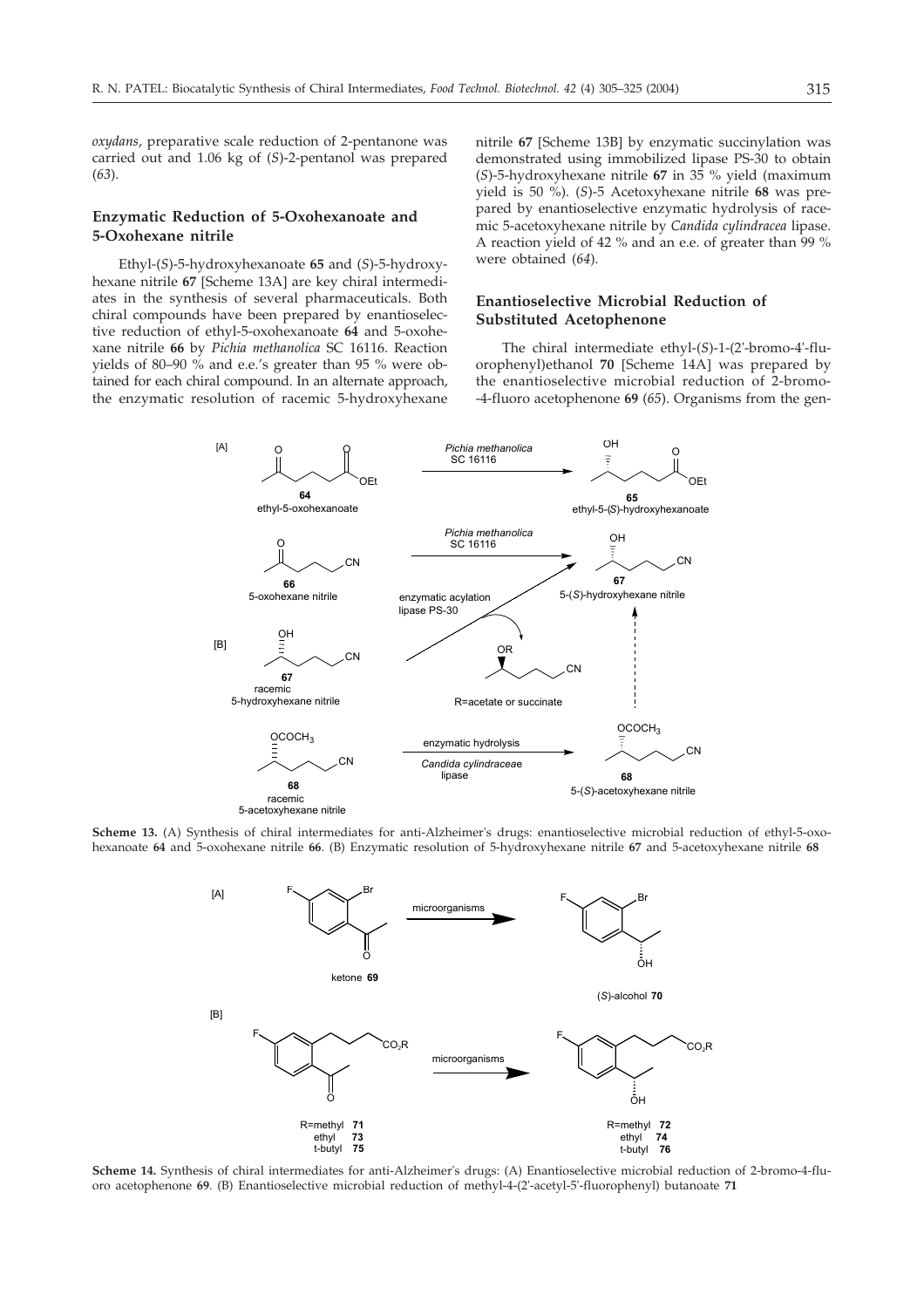*oxydans*, preparative scale reduction of 2-pentanone was carried out and 1.06 kg of (*S*)-2-pentanol was prepared (*63*).

## Enzymatic Reduction of 5-Oxohexanoate and 5-Oxohexane nitrile

Ethyl-(*S*)-5-hydroxyhexanoate **65** and (*S*)-5-hydroxyhexane nitrile **67** [Scheme 13A] are key chiral intermediates in the synthesis of several pharmaceuticals. Both chiral compounds have been prepared by enantioselective reduction of ethyl-5-oxohexanoate **64** and 5-oxohexane nitrile **66** by *Pichia methanolica* SC 16116. Reaction yields of 80–90 % and e.e.'s greater than 95 % were obtained for each chiral compound. In an alternate approach, the enzymatic resolution of racemic 5-hydroxyhexane nitrile **67** [Scheme 13B] by enzymatic succinylation was demonstrated using immobilized lipase PS-30 to obtain (*S*)-5-hydroxyhexane nitrile **67** in 35 % yield (maximum yield is 50 %). (*S*)-5 Acetoxyhexane nitrile **68** was prepared by enantioselective enzymatic hydrolysis of racemic 5-acetoxyhexane nitrile by *Candida cylindracea* lipase. A reaction yield of 42 % and an e.e. of greater than 99 % were obtained (*64*).

## Enantioselective Microbial Reduction of Substituted Acetophenone

The chiral intermediate ethyl-(*S*)-1-(2'-bromo-4'-fluorophenyl)ethanol **70** [Scheme 14A] was prepared by the enantioselective microbial reduction of 2-bromo-4-fluoro acetophenone **69** (*65*). Organisms from the gen-

**Scheme 13.** (A) Synthesis of chiral intermediates for anti-Alzheimer's drugs: enantioselective microbial reduction of ethyl-5-oxohexanoate **64** and 5-oxohexane nitrile **66**. (B) Enzymatic resolution of 5-hydroxyhexane nitrile **67** and 5-acetoxyhexane nitrile **68**

**Scheme 14.** Synthesis of chiral intermediates for anti-Alzheimer's drugs: (A) Enantioselective microbial reduction of 2-bromo-4-fluoro acetophenone **69**. (B) Enantioselective microbial reduction of methyl-4-(2'-acetyl-5'-fluorophenyl) butanoate **71**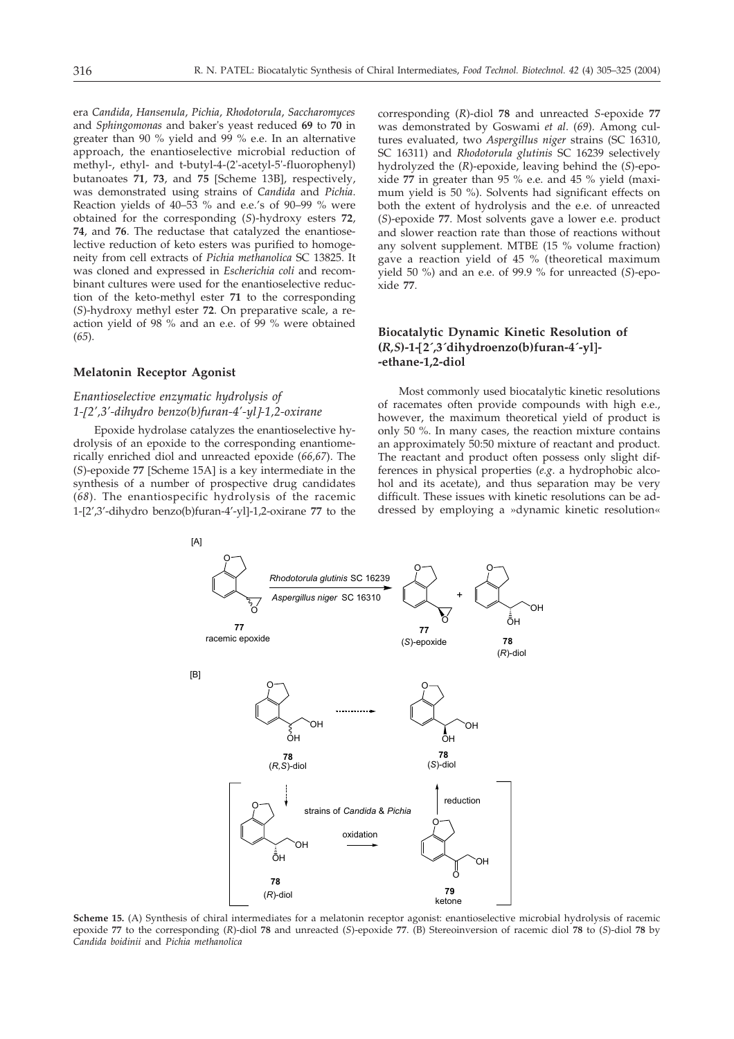era *Candida*, *Hansenula*, *Pichia*, *Rhodotorula*, *Saccharomyces* and *Sphingomonas* and baker's yeast reduced **69** to **70** in greater than 90 % yield and 99 % e.e. In an alternative approach, the enantioselective microbial reduction of methyl-, ethyl- and t-butyl-4-(2'-acetyl-5'-fluorophenyl) butanoates **71**, **73**, and **75** [Scheme 13B], respectively, was demonstrated using strains of *Candida* and *Pichia*. Reaction yields of 40–53 % and e.e.'s of 90–99 % were obtained for the corresponding (*S*)-hydroxy esters **72**, **74**, and **76**. The reductase that catalyzed the enantioselective reduction of keto esters was purified to homogeneity from cell extracts of *Pichia methanolica* SC 13825. It was cloned and expressed in *Escherichia coli* and recombinant cultures were used for the enantioselective reduction of the keto-methyl ester **71** to the corresponding (*S*)-hydroxy methyl ester **72**. On preparative scale, a reaction yield of 98 % and an e.e. of 99 % were obtained (*65*).

## Melatonin Receptor Agonist

### *Enantioselective enzymatic hydrolysis of 1-[2',3'-dihydro benzo(b)furan-4'-yl]-1,2-oxirane*

Epoxide hydrolase catalyzes the enantioselective hydrolysis of an epoxide to the corresponding enantiomerically enriched diol and unreacted epoxide (*66,67*). The (*S*)-epoxide **77** [Scheme 15A] is a key intermediate in the synthesis of a number of prospective drug candidates (*68*). The enantiospecific hydrolysis of the racemic 1-[2',3'-dihydro benzo(b)furan-4'-yl]-1,2-oxirane **77** to the corresponding (*R*)-diol **78** and unreacted *S*-epoxide **77** was demonstrated by Goswami *et al*. (*69*). Among cultures evaluated, two *Aspergillus niger* strains (SC 16310, SC 16311) and *Rhodotorula glutinis* SC 16239 selectively hydrolyzed the (*R*)-epoxide, leaving behind the (*S*)-epoxide **77** in greater than 95 % e.e. and 45 % yield (maximum yield is 50 %). Solvents had significant effects on both the extent of hydrolysis and the e.e. of unreacted (*S*)-epoxide **77**. Most solvents gave a lower e.e. product and slower reaction rate than those of reactions without any solvent supplement. MTBE (15 % volume fraction) gave a reaction yield of 45 % (theoretical maximum yield 50 %) and an e.e. of 99.9 % for unreacted (*S*)-epoxide **77**.

## Biocatalytic Dynamic Kinetic Resolution of (*R,S*)-1-[2´,3´dihydroenzo(b)furan-4´-yl]-ethane-1,2-diol

Most commonly used biocatalytic kinetic resolutions of racemates often provide compounds with high e.e., however, the maximum theoretical yield of product is only 50 %. In many cases, the reaction mixture contains an approximately 50:50 mixture of reactant and product. The reactant and product often possess only slight differences in physical properties (*e.g*. a hydrophobic alcohol and its acetate), and thus separation may be very difficult. These issues with kinetic resolutions can be addressed by employing a »dynamic kinetic resolution«

**Scheme 15.** (A) Synthesis of chiral intermediates for a melatonin receptor agonist: enantioselective microbial hydrolysis of racemic epoxide **77** to the corresponding (*R*)-diol **78** and unreacted (*S*)-epoxide **77**. (B) Stereoinversion of racemic diol **78** to (*S*)-diol **78** by *Candida boidinii* and *Pichia methanolica*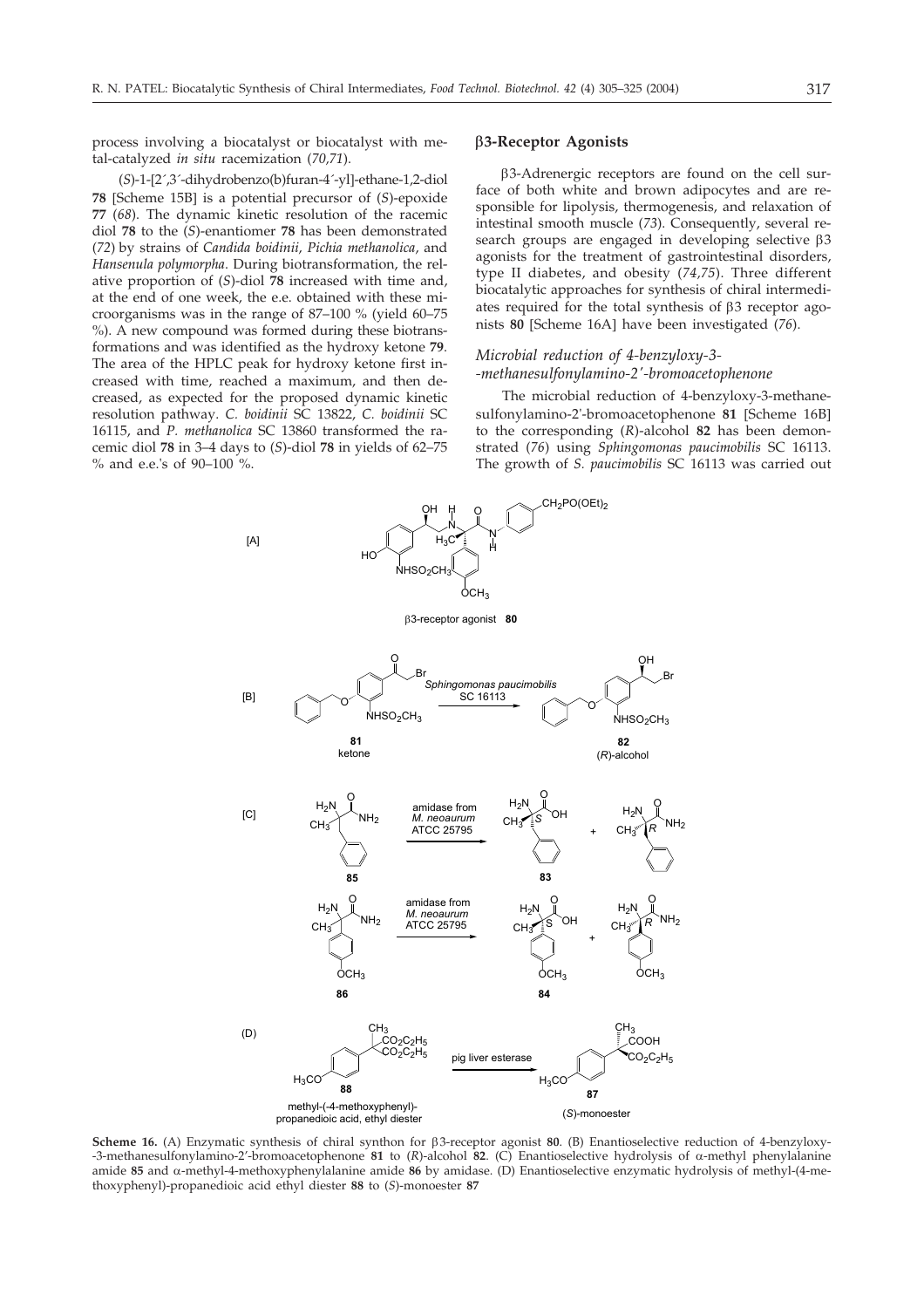process involving a biocatalyst or biocatalyst with metal-catalyzed *in situ* racemization (*70,71*).

(*S*)-1-[2´,3´-dihydrobenzo(b)furan-4´-yl]-ethane-1,2-diol **78** [Scheme 15B] is a potential precursor of (*S*)-epoxide **77** (*68*). The dynamic kinetic resolution of the racemic diol **78** to the (*S*)-enantiomer **78** has been demonstrated (*72*) by strains of *Candida boidinii*, *Pichia methanolica*, and *Hansenula polymorpha*. During biotransformation, the relative proportion of (*S*)-diol **78** increased with time and, at the end of one week, the e.e. obtained with these microorganisms was in the range of 87–100 % (yield 60–75 %). A new compound was formed during these biotransformations and was identified as the hydroxy ketone **79**. The area of the HPLC peak for hydroxy ketone first increased with time, reached a maximum, and then decreased, as expected for the proposed dynamic kinetic resolution pathway. *C. boidinii* SC 13822, *C. boidinii* SC 16115, and *P. methanolica* SC 13860 transformed the racemic diol **78** in 3–4 days to (*S*)-diol **78** in yields of 62–75 % and e.e.'s of 90–100 %.

## β3-Receptor Agonists

β3-Adrenergic receptors are found on the cell surface of both white and brown adipocytes and are responsible for lipolysis, thermogenesis, and relaxation of intestinal smooth muscle (*73*). Consequently, several research groups are engaged in developing selective β3 agonists for the treatment of gastrointestinal disorders, type II diabetes, and obesity (*74,75*). Three different biocatalytic approaches for synthesis of chiral intermediates required for the total synthesis of β3 receptor agonists **80** [Scheme 16A] have been investigated (*76*).

### *Microbial reduction of 4-benzyloxy-3-methanesulfonylamino-2´-bromoacetophenone*

The microbial reduction of 4-benzyloxy-3-methanesulfonylamino-2'-bromoacetophenone **81** [Scheme 16B] to the corresponding (*R*)-alcohol **82** has been demonstrated (*76*) using *Sphingomonas paucimobilis* SC 16113. The growth of *S. paucimobilis* SC 16113 was carried out

**Scheme 16.** (A) Enzymatic synthesis of chiral synthon for β3-receptor agonist **80**. (B) Enantioselective reduction of 4-benzyloxy-3-methanesulfonylamino-2´-bromoacetophenone **81** to (*R*)-alcohol **82**. (C) Enantioselective hydrolysis of α-methyl phenylalanine amide **85** and α-methyl-4-methoxyphenylalanine amide **86** by amidase. (D) Enantioselective enzymatic hydrolysis of methyl-(4-methoxyphenyl)-propanedioic acid ethyl diester **88** to (*S*)-monoester **87**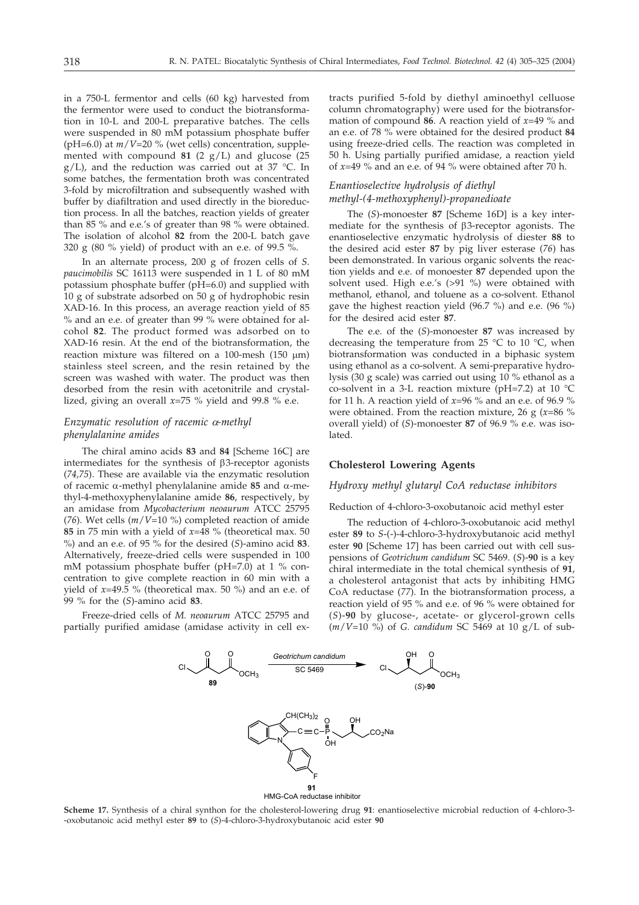in a 750-L fermentor and cells (60 kg) harvested from the fermentor were used to conduct the biotransformation in 10-L and 200-L preparative batches. The cells were suspended in 80 mM potassium phosphate buffer (pH=6.0) at $m/V$=20 % (wet cells) concentration, supplemented with compound **81** (2 g/L) and glucose (25 g/L), and the reduction was carried out at 37 °C. In some batches, the fermentation broth was concentrated 3-fold by microfiltration and subsequently washed with buffer by diafiltration and used directly in the bioreduction process. In all the batches, reaction yields of greater than 85 % and e.e.'s of greater than 98 % were obtained. The isolation of alcohol **82** from the 200-L batch gave 320 g (80 % yield) of product with an e.e. of 99.5 %.

In an alternate process, 200 g of frozen cells of *S. paucimobilis* SC 16113 were suspended in 1 L of 80 mM potassium phosphate buffer (pH=6.0) and supplied with 10 g of substrate adsorbed on 50 g of hydrophobic resin XAD-16. In this process, an average reaction yield of 85 % and an e.e. of greater than 99 % were obtained for alcohol **82**. The product formed was adsorbed on to XAD-16 resin. At the end of the biotransformation, the reaction mixture was filtered on a 100-mesh (150 μm) stainless steel screen, and the resin retained by the screen was washed with water. The product was then desorbed from the resin with acetonitrile and crystallized, giving an overall $x$=75 % yield and 99.8 % e.e.

### *Enzymatic resolution of racemic α-methyl phenylalanine amides*

The chiral amino acids **83** and **84** [Scheme 16C] are intermediates for the synthesis of β3-receptor agonists (*74,75*). These are available via the enzymatic resolution of racemic α-methyl phenylalanine amide **85** and α-methyl-4-methoxyphenylalanine amide **86**, respectively, by an amidase from *Mycobacterium neoaurum* ATCC 25795 (*76*). Wet cells ($m/V$=10 %) completed reaction of amide **85** in 75 min with a yield of $x$=48 % (theoretical max. 50 %) and an e.e. of 95 % for the desired (*S*)-amino acid **83**. Alternatively, freeze-dried cells were suspended in 100 mM potassium phosphate buffer (pH=7.0) at 1 % concentration to give complete reaction in 60 min with a yield of $x$=49.5 % (theoretical max. 50 %) and an e.e. of 99 % for the (*S*)-amino acid **83**.

Freeze-dried cells of *M. neoaurum* ATCC 25795 and partially purified amidase (amidase activity in cell extracts purified 5-fold by diethyl aminoethyl celluose column chromatography) were used for the biotransformation of compound **86**. A reaction yield of $x$=49 % and an e.e. of 78 % were obtained for the desired product **84** using freeze-dried cells. The reaction was completed in 50 h. Using partially purified amidase, a reaction yield of $x$=49 % and an e.e. of 94 % were obtained after 70 h.

### *Enantioselective hydrolysis of diethyl methyl-(4-methoxyphenyl)-propanedioate*

The (*S*)-monoester **87** [Scheme 16D] is a key intermediate for the synthesis of β3-receptor agonists. The enantioselective enzymatic hydrolysis of diester **88** to the desired acid ester **87** by pig liver esterase (*76*) has been demonstrated. In various organic solvents the reaction yields and e.e. of monoester **87** depended upon the solvent used. High e.e.'s (>91 %) were obtained with methanol, ethanol, and toluene as a co-solvent. Ethanol gave the highest reaction yield (96.7 %) and e.e. (96 %) for the desired acid ester **87**.

The e.e. of the (*S*)-monoester **87** was increased by decreasing the temperature from 25 °C to 10 °C, when biotransformation was conducted in a biphasic system using ethanol as a co-solvent. A semi-preparative hydrolysis (30 g scale) was carried out using 10 % ethanol as a co-solvent in a 3-L reaction mixture (pH=7.2) at 10 °C for 11 h. A reaction yield of $x$=96 % and an e.e. of 96.9 % were obtained. From the reaction mixture, 26 g ($x$=86 % overall yield) of (*S*)-monoester **87** of 96.9 % e.e. was isolated.

## Cholesterol Lowering Agents

### *Hydroxy methyl glutaryl CoA reductase inhibitors*

Reduction of 4-chloro-3-oxobutanoic acid methyl ester

The reduction of 4-chloro-3-oxobutanoic acid methyl ester **89** to *S*-(-)-4-chloro-3-hydroxybutanoic acid methyl ester **90** [Scheme 17] has been carried out with cell suspensions of *Geotrichum candidum* SC 5469. (*S*)-**90** is a key chiral intermediate in the total chemical synthesis of **91**, a cholesterol antagonist that acts by inhibiting HMG CoA reductase (*77*). In the biotransformation process, a reaction yield of 95 % and e.e. of 96 % were obtained for (*S*)-**90** by glucose-, acetate- or glycerol-grown cells ($m/V$=10 %) of *G. candidum* SC 5469 at 10 g/L of sub-

**Scheme 17.** Synthesis of a chiral synthon for the cholesterol-lowering drug **91**: enantioselective microbial reduction of 4-chloro-3-oxobutanoic acid methyl ester **89** to (*S*)-4-chloro-3-hydroxybutanoic acid ester **90**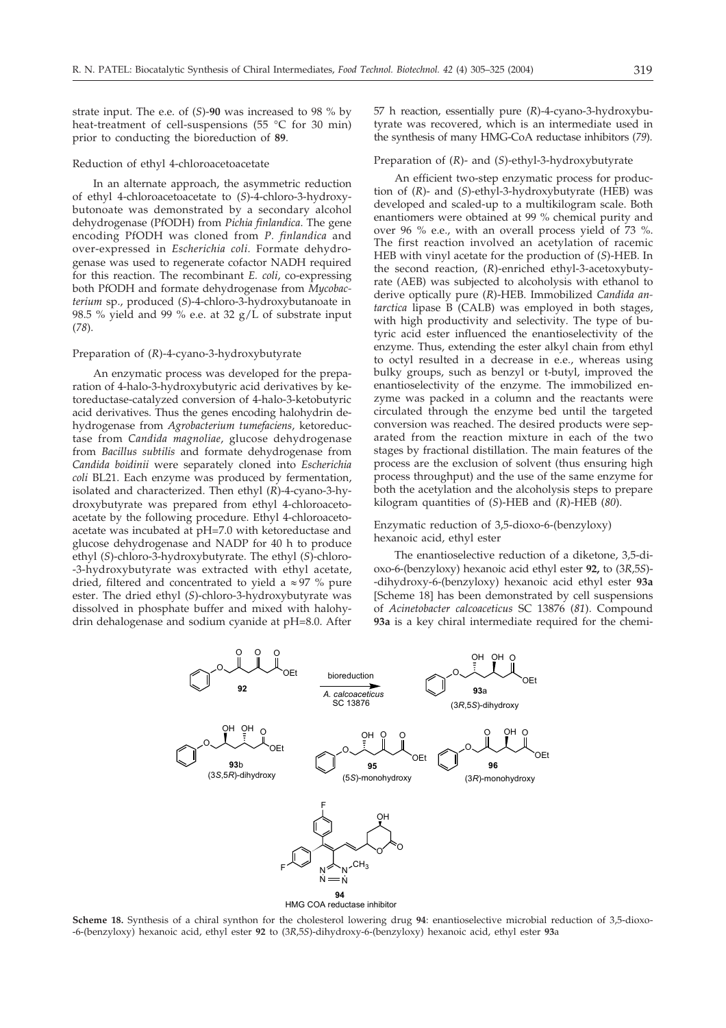strate input. The e.e. of (*S*)-**90** was increased to 98 % by heat-treatment of cell-suspensions (55 °C for 30 min) prior to conducting the bioreduction of **89**.

### Reduction of ethyl 4-chloroacetoacetate

In an alternate approach, the asymmetric reduction of ethyl 4-chloroacetoacetate to (*S*)-4-chloro-3-hydroxybutonoate was demonstrated by a secondary alcohol dehydrogenase (PfODH) from *Pichia finlandica*. The gene encoding PfODH was cloned from *P. finlandica* and over-expressed in *Escherichia coli*. Formate dehydrogenase was used to regenerate cofactor NADH required for this reaction. The recombinant *E. coli*, co-expressing both PfODH and formate dehydrogenase from *Mycobacterium* sp., produced (*S*)-4-chloro-3-hydroxybutanoate in 98.5 % yield and 99 % e.e. at 32 g/L of substrate input (*78*).

### Preparation of (*R*)-4-cyano-3-hydroxybutyrate

An enzymatic process was developed for the preparation of 4-halo-3-hydroxybutyric acid derivatives by ketoreductase-catalyzed conversion of 4-halo-3-ketobutyric acid derivatives. Thus the genes encoding halohydrin dehydrogenase from *Agrobacterium tumefaciens*, ketoreductase from *Candida magnoliae*, glucose dehydrogenase from *Bacillus subtilis* and formate dehydrogenase from *Candida boidinii* were separately cloned into *Escherichia coli* BL21. Each enzyme was produced by fermentation, isolated and characterized. Then ethyl (*R*)-4-cyano-3-hydroxybutyrate was prepared from ethyl 4-chloroacetoacetate by the following procedure. Ethyl 4-chloroacetoacetate was incubated at pH=7.0 with ketoreductase and glucose dehydrogenase and NADP for 40 h to produce ethyl (*S*)-chloro-3-hydroxybutyrate. The ethyl (*S*)-chloro-3-hydroxybutyrate was extracted with ethyl acetate, dried, filtered and concentrated to yield a ≈97 % pure ester. The dried ethyl (*S*)-chloro-3-hydroxybutyrate was dissolved in phosphate buffer and mixed with halohydrin dehalogenase and sodium cyanide at pH=8.0. After 57 h reaction, essentially pure (*R*)-4-cyano-3-hydroxybutyrate was recovered, which is an intermediate used in the synthesis of many HMG-CoA reductase inhibitors (*79*).

### Preparation of (*R*)- and (*S*)-ethyl-3-hydroxybutyrate

An efficient two-step enzymatic process for production of (*R*)- and (*S*)-ethyl-3-hydroxybutyrate (HEB) was developed and scaled-up to a multikilogram scale. Both enantiomers were obtained at 99 % chemical purity and over 96 % e.e., with an overall process yield of 73 %. The first reaction involved an acetylation of racemic HEB with vinyl acetate for the production of (*S*)-HEB. In the second reaction, (*R*)-enriched ethyl-3-acetoxybutyrate (AEB) was subjected to alcoholysis with ethanol to derive optically pure (*R*)-HEB. Immobilized *Candida antarctica* lipase B (CALB) was employed in both stages, with high productivity and selectivity. The type of butyric acid ester influenced the enantioselectivity of the enzyme. Thus, extending the ester alkyl chain from ethyl to octyl resulted in a decrease in e.e., whereas using bulky groups, such as benzyl or t-butyl, improved the enantioselectivity of the enzyme. The immobilized enzyme was packed in a column and the reactants were circulated through the enzyme bed until the targeted conversion was reached. The desired products were separated from the reaction mixture in each of the two stages by fractional distillation. The main features of the process are the exclusion of solvent (thus ensuring high process throughput) and the use of the same enzyme for both the acetylation and the alcoholysis steps to prepare kilogram quantities of (*S*)-HEB and (*R*)-HEB (*80*).

### Enzymatic reduction of 3,5-dioxo-6-(benzyloxy) hexanoic acid, ethyl ester

The enantioselective reduction of a diketone, 3,5-dioxo-6-(benzyloxy) hexanoic acid ethyl ester **92,** to (3*R*,5*S*)-dihydroxy-6-(benzyloxy) hexanoic acid ethyl ester **93a** [Scheme 18] has been demonstrated by cell suspensions of *Acinetobacter calcoaceticus* SC 13876 (*81*). Compound **93a** is a key chiral intermediate required for the chemi-

**Scheme 18.** Synthesis of a chiral synthon for the cholesterol lowering drug **94**: enantioselective microbial reduction of 3,5-dioxo-6-(benzyloxy) hexanoic acid, ethyl ester **92** to (3*R*,5*S*)-dihydroxy-6-(benzyloxy) hexanoic acid, ethyl ester **93**a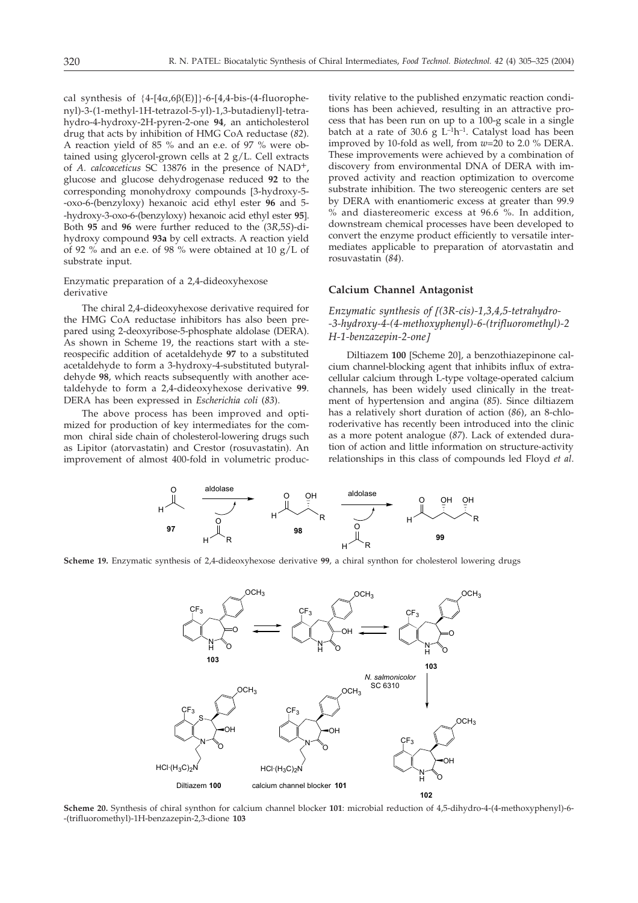cal synthesis of {4-[4α,6β(E)]}-6-[4,4-bis-(4-fluorophenyl)-3-(1-methyl-1H-tetrazol-5-yl)-1,3-butadienyl]-tetrahydro-4-hydroxy-2H-pyren-2-one **94**, an anticholesterol drug that acts by inhibition of HMG CoA reductase (*82*). A reaction yield of 85 % and an e.e. of 97 % were obtained using glycerol-grown cells at 2 g/L. Cell extracts of *A. calcoaceticus* SC 13876 in the presence of $NAD^+$, glucose and glucose dehydrogenase reduced **92** to the corresponding monohydroxy compounds [3-hydroxy-5-oxo-6-(benzyloxy) hexanoic acid ethyl ester **96** and 5-hydroxy-3-oxo-6-(benzyloxy) hexanoic acid ethyl ester **95**]. Both **95** and **96** were further reduced to the (3*R*,5*S*)-dihydroxy compound **93a** by cell extracts. A reaction yield of 92 % and an e.e. of 98 % were obtained at 10 g/L of substrate input.

### Enzymatic preparation of a 2,4-dideoxyhexose derivative

The chiral 2,4-dideoxyhexose derivative required for the HMG CoA reductase inhibitors has also been prepared using 2-deoxyribose-5-phosphate aldolase (DERA). As shown in Scheme 19, the reactions start with a stereospecific addition of acetaldehyde **97** to a substituted acetaldehyde to form a 3-hydroxy-4-substituted butyraldehyde **98**, which reacts subsequently with another acetaldehyde to form a 2,4-dideoxyhexose derivative **99**. DERA has been expressed in *Escherichia coli* (*83*).

The above process has been improved and optimized for production of key intermediates for the common chiral side chain of cholesterol-lowering drugs such as Lipitor (atorvastatin) and Crestor (rosuvastatin). An improvement of almost 400-fold in volumetric productivity relative to the published enzymatic reaction conditions has been achieved, resulting in an attractive process that has been run on up to a 100-g scale in a single batch at a rate of 30.6 g $L^{-1}h^{-1}$. Catalyst load has been improved by 10-fold as well, from $w$=20 to 2.0 % DERA. These improvements were achieved by a combination of discovery from environmental DNA of DERA with improved activity and reaction optimization to overcome substrate inhibition. The two stereogenic centers are set by DERA with enantiomeric excess at greater than 99.9 % and diastereomeric excess at 96.6 %. In addition, downstream chemical processes have been developed to convert the enzyme product efficiently to versatile intermediates applicable to preparation of atorvastatin and rosuvastatin (*84*).

## Calcium Channel Antagonist

### *Enzymatic synthesis of [(3R-cis)-1,3,4,5-tetrahydro-3-hydroxy-4-(4-methoxyphenyl)-6-(trifluoromethyl)-2H-1-benzazepin-2-one]*

Diltiazem **100** [Scheme 20], a benzothiazepinone calcium channel-blocking agent that inhibits influx of extracellular calcium through L-type voltage-operated calcium channels, has been widely used clinically in the treatment of hypertension and angina (*85*). Since diltiazem has a relatively short duration of action (*86*), an 8-chloroderivative has recently been introduced into the clinic as a more potent analogue (*87*). Lack of extended duration of action and little information on structure-activity relationships in this class of compounds led Floyd *et al.*

**Scheme 19.** Enzymatic synthesis of 2,4-dideoxyhexose derivative **99**, a chiral synthon for cholesterol lowering drugs

**Scheme 20.** Synthesis of chiral synthon for calcium channel blocker **101**: microbial reduction of 4,5-dihydro-4-(4-methoxyphenyl)-6-(trifluoromethyl)-1H-benzazepin-2,3-dione **103**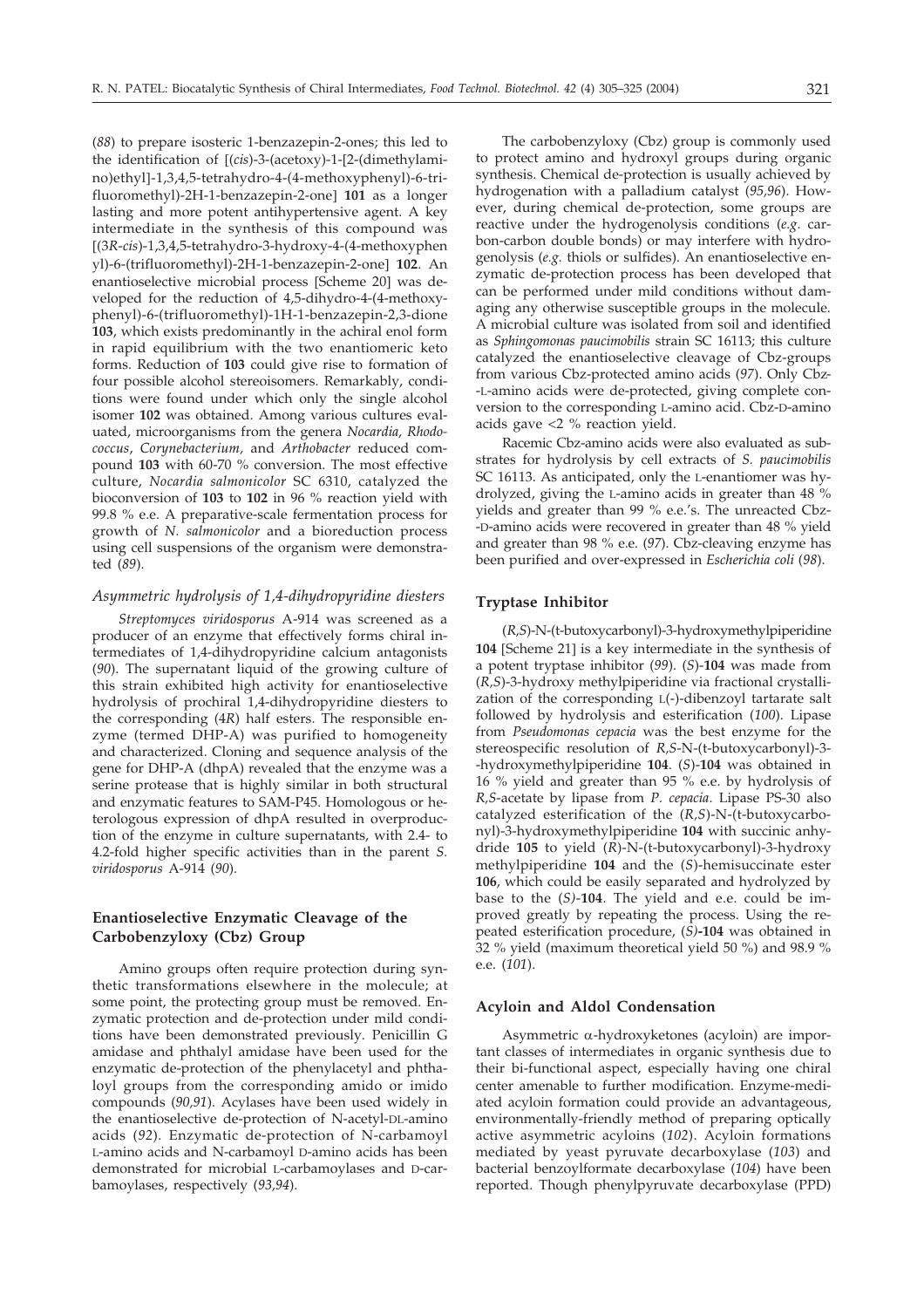(*88*) to prepare isosteric 1-benzazepin-2-ones; this led to the identification of [(*cis*)-3-(acetoxy)-1-[2-(dimethylamino)ethyl]-1,3,4,5-tetrahydro-4-(4-methoxyphenyl)-6-trifluoromethyl)-2H-1-benzazepin-2-one] **101** as a longer lasting and more potent antihypertensive agent. A key intermediate in the synthesis of this compound was [(3*R*-*cis*)-1,3,4,5-tetrahydro-3-hydroxy-4-(4-methoxyphenyl)-6-(trifluoromethyl)-2H-1-benzazepin-2-one] **102**. An enantioselective microbial process [Scheme 20] was developed for the reduction of 4,5-dihydro-4-(4-methoxyphenyl)-6-(trifluoromethyl)-1H-1-benzazepin-2,3-dione **103**, which exists predominantly in the achiral enol form in rapid equilibrium with the two enantiomeric keto forms. Reduction of **103** could give rise to formation of four possible alcohol stereoisomers. Remarkably, conditions were found under which only the single alcohol isomer **102** was obtained. Among various cultures evaluated, microorganisms from the genera *Nocardia*, *Rhodococcus*, *Corynebacterium*, and *Arthobacter* reduced compound **103** with 60-70 % conversion. The most effective culture, *Nocardia salmonicolor* SC 6310, catalyzed the bioconversion of **103** to **102** in 96 % reaction yield with 99.8 % e.e. A preparative-scale fermentation process for growth of *N. salmonicolor* and a bioreduction process using cell suspensions of the organism were demonstrated (*89*).

### *Asymmetric hydrolysis of 1,4-dihydropyridine diesters*

*Streptomyces viridosporus* A-914 was screened as a producer of an enzyme that effectively forms chiral intermediates of 1,4-dihydropyridine calcium antagonists (*90*). The supernatant liquid of the growing culture of this strain exhibited high activity for enantioselective hydrolysis of prochiral 1,4-dihydropyridine diesters to the corresponding (4*R*) half esters. The responsible enzyme (termed DHP-A) was purified to homogeneity and characterized. Cloning and sequence analysis of the gene for DHP-A (dhpA) revealed that the enzyme was a serine protease that is highly similar in both structural and enzymatic features to SAM-P45. Homologous or heterologous expression of dhpA resulted in overproduction of the enzyme in culture supernatants, with 2.4- to 4.2-fold higher specific activities than in the parent *S. viridosporus* A-914 (*90*).

## Enantioselective Enzymatic Cleavage of the Carbobenzyloxy (Cbz) Group

Amino groups often require protection during synthetic transformations elsewhere in the molecule; at some point, the protecting group must be removed. Enzymatic protection and de-protection under mild conditions have been demonstrated previously. Penicillin G amidase and phthalyl amidase have been used for the enzymatic de-protection of the phenylacetyl and phthaloyl groups from the corresponding amido or imido compounds (*90,91*). Acylases have been used widely in the enantioselective de-protection of N-acetyl-DL-amino acids (*92*). Enzymatic de-protection of N-carbamoyl L-amino acids and N-carbamoyl D-amino acids has been demonstrated for microbial L-carbamoylases and D-carbamoylases, respectively (*93,94*).

The carbobenzyloxy (Cbz) group is commonly used to protect amino and hydroxyl groups during organic synthesis. Chemical de-protection is usually achieved by hydrogenation with a palladium catalyst (*95,96*). However, during chemical de-protection, some groups are reactive under the hydrogenolysis conditions (*e.g.* carbon-carbon double bonds) or may interfere with hydrogenolysis (*e.g.* thiols or sulfides). An enantioselective enzymatic de-protection process has been developed that can be performed under mild conditions without damaging any otherwise susceptible groups in the molecule. A microbial culture was isolated from soil and identified as *Sphingomonas paucimobilis* strain SC 16113; this culture catalyzed the enantioselective cleavage of Cbz-groups from various Cbz-protected amino acids (*97*). Only Cbz-L-amino acids were de-protected, giving complete conversion to the corresponding L-amino acid. Cbz-D-amino acids gave <2 % reaction yield.

Racemic Cbz-amino acids were also evaluated as substrates for hydrolysis by cell extracts of *S. paucimobilis* SC 16113. As anticipated, only the L-enantiomer was hydrolyzed, giving the L-amino acids in greater than 48 % yields and greater than 99 % e.e.'s. The unreacted Cbz-D-amino acids were recovered in greater than 48 % yield and greater than 98 % e.e. (*97*). Cbz-cleaving enzyme has been purified and over-expressed in *Escherichia coli* (*98*).

## Tryptase Inhibitor

(*R*,*S*)-N-(t-butoxycarbonyl)-3-hydroxymethylpiperidine **104** [Scheme 21] is a key intermediate in the synthesis of a potent tryptase inhibitor (*99*). (*S*)-**104** was made from (*R*,*S*)-3-hydroxy methylpiperidine via fractional crystallization of the corresponding L(-)-dibenzoyl tartarate salt followed by hydrolysis and esterification (*100*). Lipase from *Pseudomonas cepacia* was the best enzyme for the stereospecific resolution of *R*,*S*-N-(t-butoxycarbonyl)-3-hydroxymethylpiperidine **104**. (*S*)-**104** was obtained in 16 % yield and greater than 95 % e.e. by hydrolysis of *R*,*S*-acetate by lipase from *P. cepacia*. Lipase PS-30 also catalyzed esterification of the (*R*,*S*)-N-(t-butoxycarbonyl)-3-hydroxymethylpiperidine **104** with succinic anhydride **105** to yield (*R*)-N-(t-butoxycarbonyl)-3-hydroxy methylpiperidine **104** and the (*S*)-hemisuccinate ester **106**, which could be easily separated and hydrolyzed by base to the (*S*)-**104**. The yield and e.e. could be improved greatly by repeating the process. Using the repeated esterification procedure, (*S*)-**104** was obtained in 32 % yield (maximum theoretical yield 50 %) and 98.9 % e.e. (*101*).

## Acyloin and Aldol Condensation

Asymmetric α-hydroxyketones (acyloin) are important classes of intermediates in organic synthesis due to their bi-functional aspect, especially having one chiral center amenable to further modification. Enzyme-mediated acyloin formation could provide an advantageous, environmentally-friendly method of preparing optically active asymmetric acyloins (*102*). Acyloin formations mediated by yeast pyruvate decarboxylase (*103*) and bacterial benzoylformate decarboxylase (*104*) have been reported. Though phenylpyruvate decarboxylase (PPD)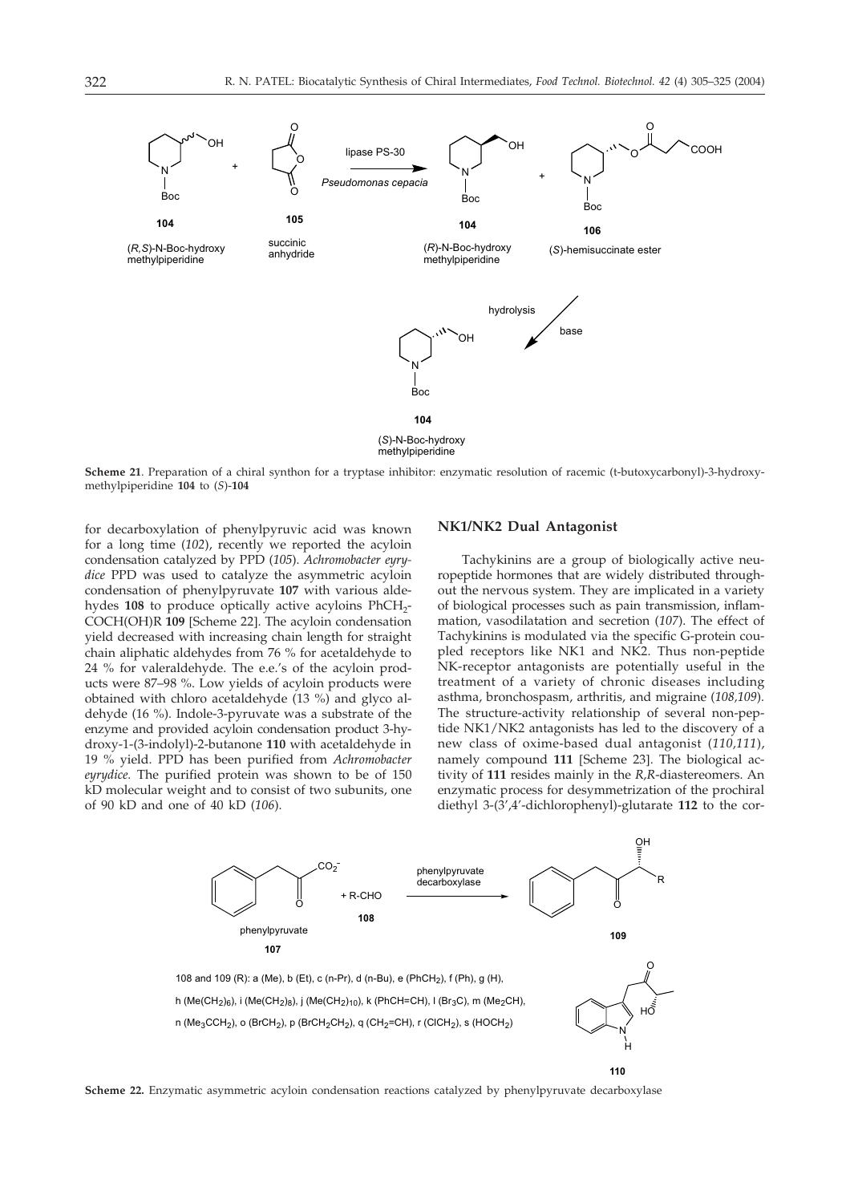**Scheme 21**. Preparation of a chiral synthon for a tryptase inhibitor: enzymatic resolution of racemic (t-butoxycarbonyl)-3-hydroxymethylpiperidine **104** to (*S*)-**104**

for decarboxylation of phenylpyruvic acid was known for a long time (*102*), recently we reported the acyloin condensation catalyzed by PPD (*105*). *Achromobacter eyrydice* PPD was used to catalyze the asymmetric acyloin condensation of phenylpyruvate **107** with various aldehydes **108** to produce optically active acyloins $PhCH_2$-COCH(OH)R **109** [Scheme 22]. The acyloin condensation yield decreased with increasing chain length for straight chain aliphatic aldehydes from 76 % for acetaldehyde to 24 % for valeraldehyde. The e.e.'s of the acyloin products were 87–98 %. Low yields of acyloin products were obtained with chloro acetaldehyde (13 %) and glyco aldehyde (16 %). Indole-3-pyruvate was a substrate of the enzyme and provided acyloin condensation product 3-hydroxy-1-(3-indolyl)-2-butanone **110** with acetaldehyde in 19 % yield. PPD has been purified from *Achromobacter eyrydice.* The purified protein was shown to be of 150 kD molecular weight and to consist of two subunits, one of 90 kD and one of 40 kD (*106*).

## NK1/NK2 Dual Antagonist

Tachykinins are a group of biologically active neuropeptide hormones that are widely distributed throughout the nervous system. They are implicated in a variety of biological processes such as pain transmission, inflammation, vasodilatation and secretion (*107*). The effect of Tachykinins is modulated via the specific G-protein coupled receptors like NK1 and NK2. Thus non-peptide NK-receptor antagonists are potentially useful in the treatment of a variety of chronic diseases including asthma, bronchospasm, arthritis, and migraine (*108,109*). The structure-activity relationship of several non-peptide NK1/NK2 antagonists has led to the discovery of a new class of oxime-based dual antagonist (*110,111*), namely compound **111** [Scheme 23]. The biological activity of **111** resides mainly in the *R,R*-diastereomers. An enzymatic process for desymmetrization of the prochiral diethyl 3-(3',4'-dichlorophenyl)-glutarate **112** to the cor-

**Scheme 22.** Enzymatic asymmetric acyloin condensation reactions catalyzed by phenylpyruvate decarboxylase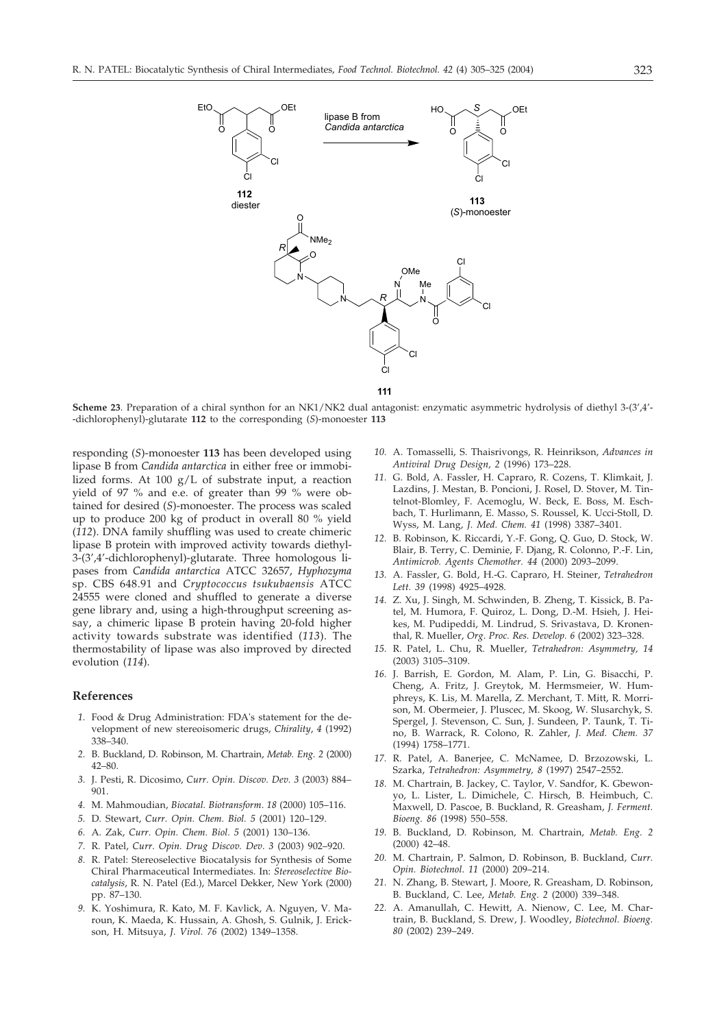**Scheme 23**. Preparation of a chiral synthon for an NK1/NK2 dual antagonist: enzymatic asymmetric hydrolysis of diethyl 3-(3',4'-dichlorophenyl)-glutarate **112** to the corresponding (*S*)-monoester **113**

responding (*S*)-monoester **113** has been developed using lipase B from *Candida antarctica* in either free or immobilized forms. At 100 g/L of substrate input, a reaction yield of 97 % and e.e. of greater than 99 % were obtained for desired (*S*)-monoester. The process was scaled up to produce 200 kg of product in overall 80 % yield (*112*). DNA family shuffling was used to create chimeric lipase B protein with improved activity towards diethyl-3-(3',4'-dichlorophenyl)-glutarate. Three homologous lipases from *Candida antarctica* ATCC 32657, *Hyphozyma* sp. CBS 648.91 and *Cryptococcus tsukubaensis* ATCC 24555 were cloned and shuffled to generate a diverse gene library and, using a high-throughput screening assay, a chimeric lipase B protein having 20-fold higher activity towards substrate was identified (*113*). The thermostability of lipase was also improved by directed evolution (*114*).

## References

1. Food & Drug Administration: FDA's statement for the development of new stereoisomeric drugs, *Chirality, 4* (1992) 338–340.
2. B. Buckland, D. Robinson, M. Chartrain, *Metab. Eng. 2* (2000) 42–80.
3. J. Pesti, R. Dicosimo, *Curr. Opin. Discov. Dev. 3* (2003) 884–901.
4. M. Mahmoudian, *Biocatal. Biotransform. 18* (2000) 105–116.
5. D. Stewart, *Curr. Opin. Chem. Biol. 5* (2001) 120–129.
6. A. Zak, *Curr. Opin. Chem. Biol. 5* (2001) 130–136.
7. R. Patel, *Curr. Opin. Drug Discov. Dev. 3* (2003) 902–920.
8. R. Patel: Stereoselective Biocatalysis for Synthesis of Some Chiral Pharmaceutical Intermediates. In: *Stereoselective Biocatalysis*, R. N. Patel (Ed.), Marcel Dekker, New York (2000) pp. 87–130.
9. K. Yoshimura, R. Kato, M. F. Kavlick, A. Nguyen, V. Maroun, K. Maeda, K. Hussain, A. Ghosh, S. Gulnik, J. Erickson, H. Mitsuya, *J. Virol. 76* (2002) 1349–1358.
10. A. Tomasselli, S. Thaisrivongs, R. Heinrikson, *Advances in Antiviral Drug Design, 2* (1996) 173–228.
11. G. Bold, A. Fassler, H. Capraro, R. Cozens, T. Klimkait, J. Lazdins, J. Mestan, B. Poncioni, J. Rosel, D. Stover, M. Tintelnot-Blomley, F. Acemoglu, W. Beck, E. Boss, M. Eschbach, T. Hurlimann, E. Masso, S. Roussel, K. Ucci-Stoll, D. Wyss, M. Lang, *J. Med. Chem. 41* (1998) 3387–3401.
12. B. Robinson, K. Riccardi, Y.-F. Gong, Q. Guo, D. Stock, W. Blair, B. Terry, C. Deminie, F. Djang, R. Colonno, P.-F. Lin, *Antimicrob. Agents Chemother. 44* (2000) 2093–2099.
13. A. Fassler, G. Bold, H.-G. Capraro, H. Steiner, *Tetrahedron Lett. 39* (1998) 4925–4928.
14. Z. Xu, J. Singh, M. Schwinden, B. Zheng, T. Kissick, B. Patel, M. Humora, F. Quiroz, L. Dong, D.-M. Hsieh, J. Heikes, M. Pudipeddi, M. Lindrud, S. Srivastava, D. Kronenthal, R. Mueller, *Org. Proc. Res. Develop. 6* (2002) 323–328.
15. R. Patel, L. Chu, R. Mueller, *Tetrahedron: Asymmetry, 14* (2003) 3105–3109.
16. J. Barrish, E. Gordon, M. Alam, P. Lin, G. Bisacchi, P. Cheng, A. Fritz, J. Greytok, M. Hermsmeier, W. Humphreys, K. Lis, M. Marella, Z. Merchant, T. Mitt, R. Morrison, M. Obermeier, J. Pluscec, M. Skoog, W. Slusarchyk, S. Spergel, J. Stevenson, C. Sun, J. Sundeen, P. Taunk, T. Tino, B. Warrack, R. Colono, R. Zahler, *J. Med. Chem. 37* (1994) 1758–1771.
17. R. Patel, A. Banerjee, C. McNamee, D. Brzozowski, L. Szarka, *Tetrahedron: Asymmetry, 8* (1997) 2547–2552.
18. M. Chartrain, B. Jackey, C. Taylor, V. Sandfor, K. Gbewonyo, L. Lister, L. Dimichele, C. Hirsch, B. Heimbuch, C. Maxwell, D. Pascoe, B. Buckland, R. Greasham, *J. Ferment. Bioeng. 86* (1998) 550–558.
19. B. Buckland, D. Robinson, M. Chartrain, *Metab. Eng. 2* (2000) 42–48.
20. M. Chartrain, P. Salmon, D. Robinson, B. Buckland, *Curr. Opin. Biotechnol. 11* (2000) 209–214.
21. N. Zhang, B. Stewart, J. Moore, R. Greasham, D. Robinson, B. Buckland, C. Lee, *Metab. Eng. 2* (2000) 339–348.
22. A. Amanullah, C. Hewitt, A. Nienow, C. Lee, M. Chartrain, B. Buckland, S. Drew, J. Woodley, *Biotechnol. Bioeng. 80* (2002) 239–249.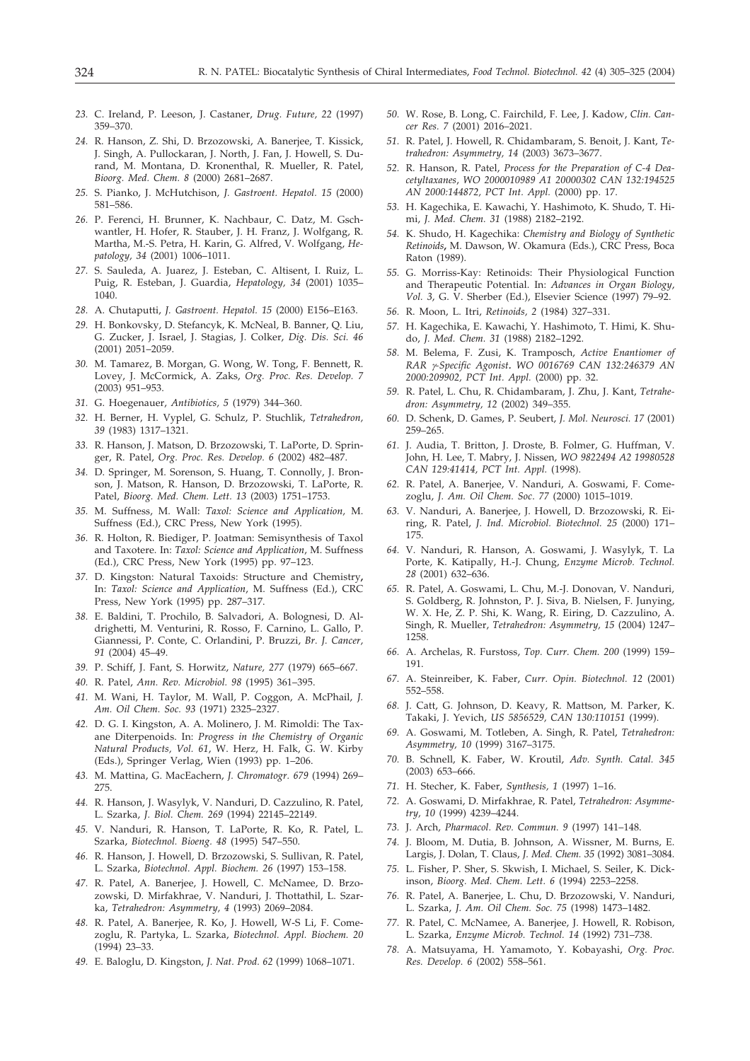23. C. Ireland, P. Leeson, J. Castaner, *Drug. Future, 22* (1997) 359–370.

24. R. Hanson, Z. Shi, D. Brzozowski, A. Banerjee, T. Kissick, J. Singh, A. Pullockaran, J. North, J. Fan, J. Howell, S. Durand, M. Montana, D. Kronenthal, R. Mueller, R. Patel, *Bioorg. Med. Chem. 8* (2000) 2681–2687.

25. S. Pianko, J. McHutchison, *J. Gastroent. Hepatol. 15* (2000) 581–586.

26. P. Ferenci, H. Brunner, K. Nachbaur, C. Datz, M. Gschwantler, H. Hofer, R. Stauber, J. H. Franz, J. Wolfgang, R. Martha, M.-S. Petra, H. Karin, G. Alfred, V. Wolfgang, *Hepatology, 34* (2001) 1006–1011.

27. S. Sauleda, A. Juarez, J. Esteban, C. Altisent, I. Ruiz, L. Puig, R. Esteban, J. Guardia, *Hepatology, 34* (2001) 1035–1040.

28. A. Chutaputti, *J. Gastroent. Hepatol. 15* (2000) E156–E163.

29. H. Bonkovsky, D. Stefancyk, K. McNeal, B. Banner, Q. Liu, G. Zucker, J. Israel, J. Stagias, J. Colker, *Dig. Dis. Sci. 46* (2001) 2051–2059.

30. M. Tamarez, B. Morgan, G. Wong, W. Tong, F. Bennett, R. Lovey, J. McCormick, A. Zaks, *Org. Proc. Res. Develop. 7* (2003) 951–953.

31. G. Hoegenauer, *Antibiotics, 5* (1979) 344–360.

32. H. Berner, H. Vyplel, G. Schulz, P. Stuchlik, *Tetrahedron, 39* (1983) 1317–1321.

33. R. Hanson, J. Matson, D. Brzozowski, T. LaPorte, D. Springer, R. Patel, *Org. Proc. Res. Develop. 6* (2002) 482–487.

34. D. Springer, M. Sorenson, S. Huang, T. Connolly, J. Bronson, J. Matson, R. Hanson, D. Brzozowski, T. LaPorte, R. Patel, *Bioorg. Med. Chem. Lett. 13* (2003) 1751–1753.

35. M. Suffness, M. Wall: *Taxol: Science and Application,* M. Suffness (Ed.), CRC Press, New York (1995).

36. R. Holton, R. Biediger, P. Joatman: Semisynthesis of Taxol and Taxotere. In: *Taxol: Science and Application*, M. Suffness (Ed.), CRC Press, New York (1995) pp. 97–123.

37. D. Kingston: Natural Taxoids: Structure and Chemistry**,** In: *Taxol: Science and Application*, M. Suffness (Ed.), CRC Press, New York (1995) pp. 287–317.

38. E. Baldini, T. Prochilo, B. Salvadori, A. Bolognesi, D. Aldrighetti, M. Venturini, R. Rosso, F. Carnino, L. Gallo, P. Giannessi, P. Conte, C. Orlandini, P. Bruzzi, *Br. J. Cancer, 91* (2004) 45–49.

39. P. Schiff, J. Fant, S. Horwitz, *Nature, 277* (1979) 665–667.

40. R. Patel, *Ann. Rev. Microbiol. 98* (1995) 361–395.

41. M. Wani, H. Taylor, M. Wall, P. Coggon, A. McPhail, *J. Am. Oil Chem. Soc. 93* (1971) 2325–2327.

42. D. G. I. Kingston, A. A. Molinero, J. M. Rimoldi: The Taxane Diterpenoids. In: *Progress in the Chemistry of Organic Natural Products, Vol. 61*, W. Herz, H. Falk, G. W. Kirby (Eds.), Springer Verlag, Wien (1993) pp. 1–206.

43. M. Mattina, G. MacEachern, *J. Chromatogr. 679* (1994) 269–275.

44. R. Hanson, J. Wasylyk, V. Nanduri, D. Cazzulino, R. Patel, L. Szarka, *J. Biol. Chem. 269* (1994) 22145–22149.

45. V. Nanduri, R. Hanson, T. LaPorte, R. Ko, R. Patel, L. Szarka, *Biotechnol. Bioeng. 48* (1995) 547–550.

46. R. Hanson, J. Howell, D. Brzozowski, S. Sullivan, R. Patel, L. Szarka, *Biotechnol. Appl. Biochem. 26* (1997) 153–158.

47. R. Patel, A. Banerjee, J. Howell, C. McNamee, D. Brzozowski, D. Mirfakhrae, V. Nanduri, J. Thottathil, L. Szarka, *Tetrahedron: Asymmetry, 4* (1993) 2069–2084.

48. R. Patel, A. Banerjee, R. Ko, J. Howell, W-S Li, F. Comezoglu, R. Partyka, L. Szarka, *Biotechnol. Appl. Biochem. 20* (1994) 23–33.

49. E. Baloglu, D. Kingston, *J. Nat. Prod. 62* (1999) 1068–1071.

50. W. Rose, B. Long, C. Fairchild, F. Lee, J. Kadow, *Clin. Cancer Res. 7* (2001) 2016–2021.

51. R. Patel, J. Howell, R. Chidambaram, S. Benoit, J. Kant, *Tetrahedron: Asymmetry, 14* (2003) 3673–3677.

52. R. Hanson, R. Patel, *Process for the Preparation of C-4 Deacetyltaxanes, WO 2000010989 A1 20000302 CAN 132:194525 AN 2000:144872, PCT Int. Appl.* (2000) pp. 17.

53. H. Kagechika, E. Kawachi, Y. Hashimoto, K. Shudo, T. Himi, *J. Med. Chem. 31* (1988) 2182–2192.

54. K. Shudo, H. Kagechika: *Chemistry and Biology of Synthetic Retinoids***,** M. Dawson, W. Okamura (Eds.), CRC Press, Boca Raton (1989).

55. G. Morriss-Kay: Retinoids: Their Physiological Function and Therapeutic Potential. In: *Advances in Organ Biology*, *Vol. 3*, G. V. Sherber (Ed.), Elsevier Science (1997) 79–92.

56. R. Moon, L. Itri, *Retinoids, 2* (1984) 327–331.

57. H. Kagechika, E. Kawachi, Y. Hashimoto, T. Himi, K. Shudo, *J. Med. Chem. 31* (1988) 2182–1292.

58. M. Belema, F. Zusi, K. Tramposch, *Active Enantiomer of RAR γ-Specific Agonist***.** *WO 0016769 CAN 132:246379 AN 2000:209902, PCT Int. Appl.* (2000) pp. 32.

59. R. Patel, L. Chu, R. Chidambaram, J. Zhu, J. Kant, *Tetrahedron: Asymmetry, 12* (2002) 349–355.

60. D. Schenk, D. Games, P. Seubert, *J. Mol. Neurosci. 17* (2001) 259–265.

61. J. Audia, T. Britton, J. Droste, B. Folmer, G. Huffman, V. John, H. Lee, T. Mabry, J. Nissen, *WO 9822494 A2 19980528 CAN 129:41414, PCT Int. Appl.* (1998).

62. R. Patel, A. Banerjee, V. Nanduri, A. Goswami, F. Comezoglu, *J. Am. Oil Chem. Soc. 77* (2000) 1015–1019.

63. V. Nanduri, A. Banerjee, J. Howell, D. Brzozowski, R. Eiring, R. Patel, *J. Ind. Microbiol. Biotechnol. 25* (2000) 171–175.

64. V. Nanduri, R. Hanson, A. Goswami, J. Wasylyk, T. La Porte, K. Katipally, H.-J. Chung, *Enzyme Microb. Technol. 28* (2001) 632–636.

65. R. Patel, A. Goswami, L. Chu, M.-J. Donovan, V. Nanduri, S. Goldberg, R. Johnston, P. J. Siva, B. Nielsen, F. Junying, W. X. He, Z. P. Shi, K. Wang, R. Eiring, D. Cazzulino, A. Singh, R. Mueller, *Tetrahedron: Asymmetry, 15* (2004) 1247–1258.

66. A. Archelas, R. Furstoss, *Top. Curr. Chem. 200* (1999) 159–191.

67. A. Steinreiber, K. Faber, *Curr. Opin. Biotechnol. 12* (2001) 552–558.

68. J. Catt, G. Johnson, D. Keavy, R. Mattson, M. Parker, K. Takaki, J. Yevich, *US 5856529, CAN 130:110151* (1999).

69. A. Goswami, M. Totleben, A. Singh, R. Patel, *Tetrahedron: Asymmetry, 10* (1999) 3167–3175.

70. B. Schnell, K. Faber, W. Kroutil, *Adv. Synth. Catal. 345* (2003) 653–666.

71. H. Stecher, K. Faber, *Synthesis, 1* (1997) 1–16.

72. A. Goswami, D. Mirfakhrae, R. Patel, *Tetrahedron: Asymmetry, 10* (1999) 4239–4244.

73. J. Arch, *Pharmacol. Rev. Commun. 9* (1997) 141–148.

74. J. Bloom, M. Dutia, B. Johnson, A. Wissner, M. Burns, E. Largis, J. Dolan, T. Claus, *J. Med. Chem. 35* (1992) 3081–3084.

75. L. Fisher, P. Sher, S. Skwish, I. Michael, S. Seiler, K. Dickinson, *Bioorg. Med. Chem. Lett. 6* (1994) 2253–2258.

76. R. Patel, A. Banerjee, L. Chu, D. Brzozowski, V. Nanduri, L. Szarka, *J. Am. Oil Chem. Soc. 75* (1998) 1473–1482.

77. R. Patel, C. McNamee, A. Banerjee, J. Howell, R. Robison, L. Szarka, *Enzyme Microb. Technol. 14* (1992) 731–738.

78. A. Matsuyama, H. Yamamoto, Y. Kobayashi, *Org. Proc. Res. Develop. 6* (2002) 558–561.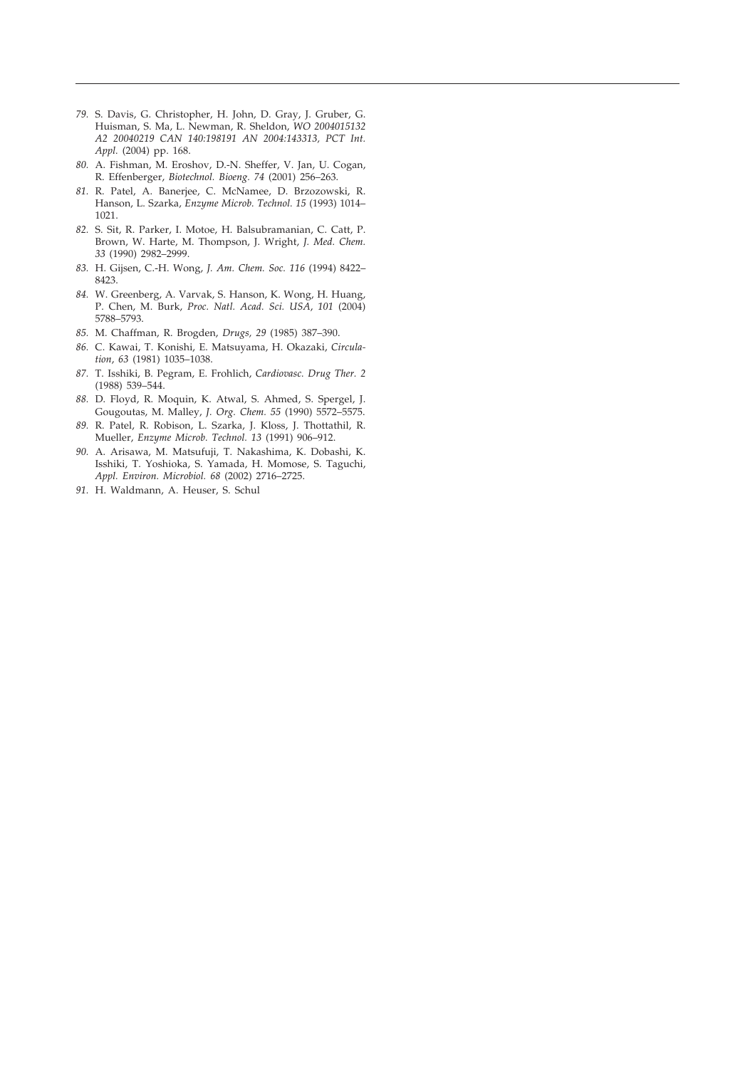79. S. Davis, G. Christopher, H. John, D. Gray, J. Gruber, G. Huisman, S. Ma, L. Newman, R. Sheldon, *WO 2004015132 A2 20040219 CAN 140:198191 AN 2004:143313, PCT Int. Appl.* (2004) pp. 168.
80. A. Fishman, M. Eroshov, D.-N. Sheffer, V. Jan, U. Cogan, R. Effenberger, *Biotechnol. Bioeng. 74* (2001) 256–263.
81. R. Patel, A. Banerjee, C. McNamee, D. Brzozowski, R. Hanson, L. Szarka, *Enzyme Microb. Technol. 15* (1993) 1014–1021.
82. S. Sit, R. Parker, I. Motoe, H. Balsubramanian, C. Catt, P. Brown, W. Harte, M. Thompson, J. Wright, *J. Med. Chem. 33* (1990) 2982–2999.
83. H. Gijsen, C.-H. Wong, *J. Am. Chem. Soc. 116* (1994) 8422–8423.
84. W. Greenberg, A. Varvak, S. Hanson, K. Wong, H. Huang, P. Chen, M. Burk, *Proc. Natl. Acad. Sci. USA, 101* (2004) 5788–5793.
85. M. Chaffman, R. Brogden, *Drugs, 29* (1985) 387–390.
86. C. Kawai, T. Konishi, E. Matsuyama, H. Okazaki, *Circulation, 63* (1981) 1035–1038.
87. T. Isshiki, B. Pegram, E. Frohlich, *Cardiovasc. Drug Ther. 2* (1988) 539–544.
88. D. Floyd, R. Moquin, K. Atwal, S. Ahmed, S. Spergel, J. Gougoutas, M. Malley, *J. Org. Chem. 55* (1990) 5572–5575.
89. R. Patel, R. Robison, L. Szarka, J. Kloss, J. Thottathil, R. Mueller, *Enzyme Microb. Technol. 13* (1991) 906–912.
90. A. Arisawa, M. Matsufuji, T. Nakashima, K. Dobashi, K. Isshiki, T. Yoshioka, S. Yamada, H. Momose, S. Taguchi, *Appl. Environ. Microbiol. 68* (2002) 2716–2725.
91. H. Waldmann, A. Heuser, S. Schul